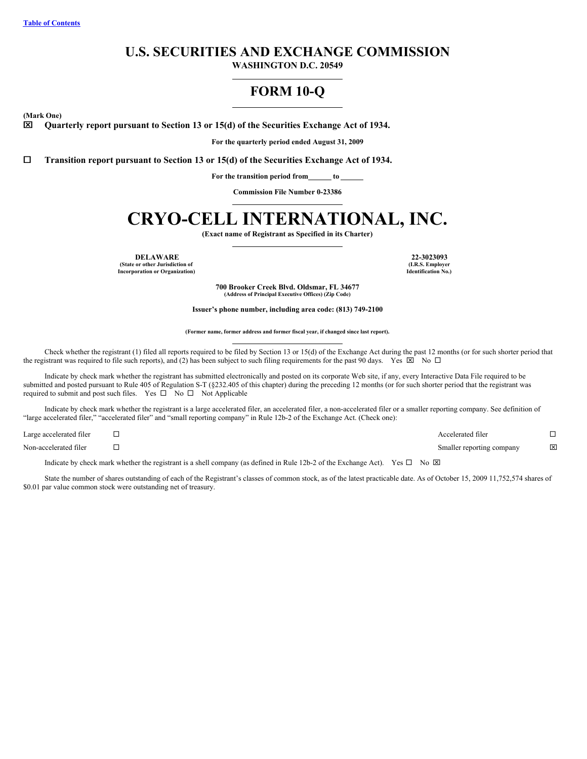Table of Contents

# U.S. SECURITIES AND EXCHANGE COMMISSION

**WASHINGTON D.C. 20549**

## FORM 10-Q

**(Mark One)**

☒ **Quarterly report pursuant to Section 13 or 15(d) of the Securities Exchange Act of 1934.**

**For the quarterly period ended August 31, 2009**

☐ **Transition report pursuant to Section 13 or 15(d) of the Securities Exchange Act of 1934.**

**For the transition period from______ to ______**

**Commission File Number 0-23386**

# CRYO-CELL INTERNATIONAL, INC.

**(Exact name of Registrant as Specified in its Charter)**

| **DELAWARE** | **22-3023093** |
|---|---|
| **(State or other Jurisdiction of Incorporation or Organization)** | **(I.R.S. Employer Identification No.)** |

**700 Brooker Creek Blvd. Oldsmar, FL 34677**
**(Address of Principal Executive Offices) (Zip Code)**

**Issuer's phone number, including area code: (813) 749-2100**

**(Former name, former address and former fiscal year, if changed since last report).**

Check whether the registrant (1) filed all reports required to be filed by Section 13 or 15(d) of the Exchange Act during the past 12 months (or for such shorter period that the registrant was required to file such reports), and (2) has been subject to such filing requirements for the past 90 days. Yes ☒ No ☐

Indicate by check mark whether the registrant has submitted electronically and posted on its corporate Web site, if any, every Interactive Data File required to be submitted and posted pursuant to Rule 405 of Regulation S-T (§232.405 of this chapter) during the preceding 12 months (or for such shorter period that the registrant was required to submit and post such files. Yes ☐ No ☐ Not Applicable

Indicate by check mark whether the registrant is a large accelerated filer, an accelerated filer, a non-accelerated filer or a smaller reporting company. See definition of "large accelerated filer," "accelerated filer" and "small reporting company" in Rule 12b-2 of the Exchange Act. (Check one):

| | | | |
|---|---|---|---|
| Large accelerated filer | ☐ | Accelerated filer | ☐ |
| Non-accelerated filer | ☐ | Smaller reporting company | ☒ |

Indicate by check mark whether the registrant is a shell company (as defined in Rule 12b-2 of the Exchange Act). Yes ☐ No ☒

State the number of shares outstanding of each of the Registrant's classes of common stock, as of the latest practicable date. As of October 15, 2009 11,752,574 shares of $0.01 par value common stock were outstanding net of treasury.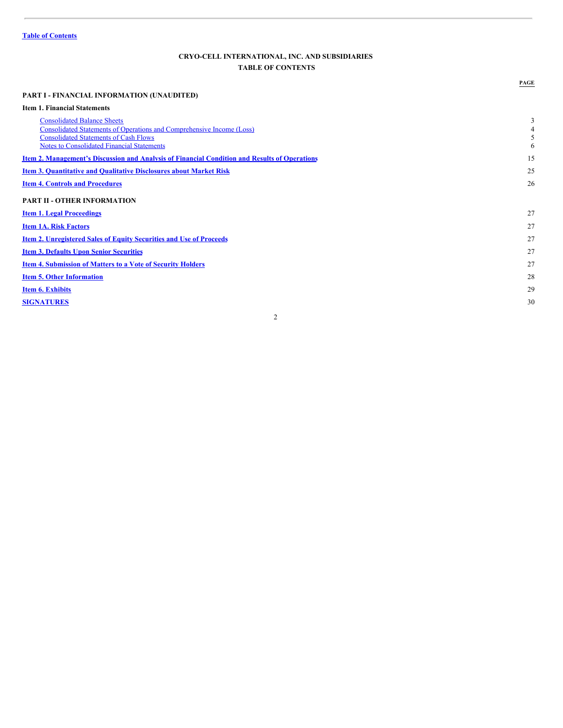Table of Contents

**CRYO-CELL INTERNATIONAL, INC. AND SUBSIDIARIES**
**TABLE OF CONTENTS**

| | PAGE |
|---|---|
| **PART I - FINANCIAL INFORMATION (UNAUDITED)** | |
| **Item 1. Financial Statements** | |
| Consolidated Balance Sheets | 3 |
| Consolidated Statements of Operations and Comprehensive Income (Loss) | 4 |
| Consolidated Statements of Cash Flows | 5 |
| Notes to Consolidated Financial Statements | 6 |
| **Item 2. Management's Discussion and Analysis of Financial Condition and Results of Operations** | 15 |
| **Item 3. Quantitative and Qualitative Disclosures about Market Risk** | 25 |
| **Item 4. Controls and Procedures** | 26 |
| **PART II - OTHER INFORMATION** | |
| **Item 1. Legal Proceedings** | 27 |
| **Item 1A. Risk Factors** | 27 |
| **Item 2. Unregistered Sales of Equity Securities and Use of Proceeds** | 27 |
| **Item 3. Defaults Upon Senior Securities** | 27 |
| **Item 4. Submission of Matters to a Vote of Security Holders** | 27 |
| **Item 5. Other Information** | 28 |
| **Item 6. Exhibits** | 29 |
| **SIGNATURES** | 30 |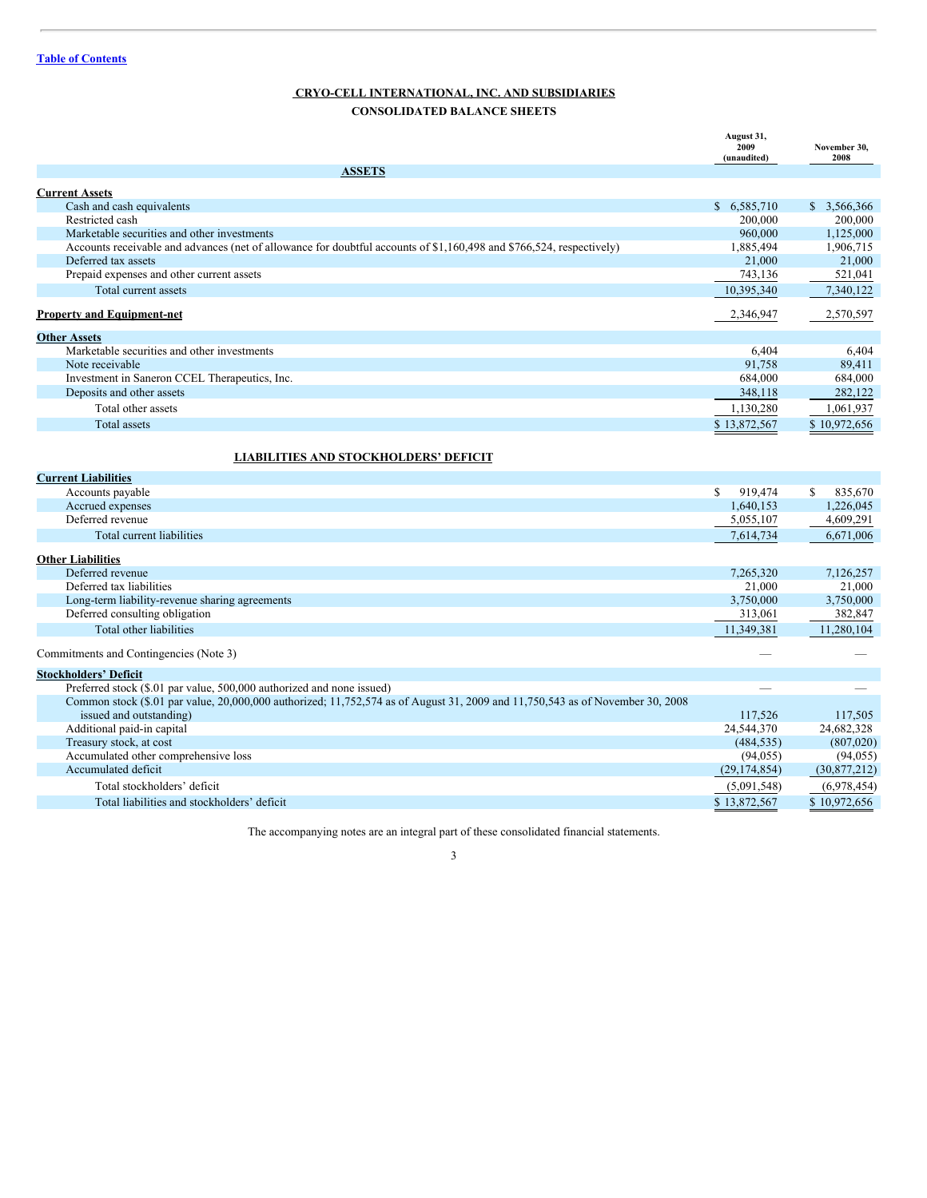Table of Contents

## CRYO-CELL INTERNATIONAL, INC. AND SUBSIDIARIES

### CONSOLIDATED BALANCE SHEETS

| | August 31, 2009 (unaudited) | November 30, 2008 |
|---|---|---|
| **ASSETS** | | |
| **Current Assets** | | |
| Cash and cash equivalents | $ 6,585,710 | $ 3,566,366 |
| Restricted cash | 200,000 | 200,000 |
| Marketable securities and other investments | 960,000 | 1,125,000 |
| Accounts receivable and advances (net of allowance for doubtful accounts of $1,160,498 and $766,524, respectively) | 1,885,494 | 1,906,715 |
| Deferred tax assets | 21,000 | 21,000 |
| Prepaid expenses and other current assets | 743,136 | 521,041 |
| Total current assets | 10,395,340 | 7,340,122 |
| **Property and Equipment-net** | 2,346,947 | 2,570,597 |
| **Other Assets** | | |
| Marketable securities and other investments | 6,404 | 6,404 |
| Note receivable | 91,758 | 89,411 |
| Investment in Saneron CCEL Therapeutics, Inc. | 684,000 | 684,000 |
| Deposits and other assets | 348,118 | 282,122 |
| Total other assets | 1,130,280 | 1,061,937 |
| Total assets | $ 13,872,567 | $ 10,972,656 |
| **LIABILITIES AND STOCKHOLDERS' DEFICIT** | | |
| **Current Liabilities** | | |
| Accounts payable | $ 919,474 | $ 835,670 |
| Accrued expenses | 1,640,153 | 1,226,045 |
| Deferred revenue | 5,055,107 | 4,609,291 |
| Total current liabilities | 7,614,734 | 6,671,006 |
| **Other Liabilities** | | |
| Deferred revenue | 7,265,320 | 7,126,257 |
| Deferred tax liabilities | 21,000 | 21,000 |
| Long-term liability-revenue sharing agreements | 3,750,000 | 3,750,000 |
| Deferred consulting obligation | 313,061 | 382,847 |
| Total other liabilities | 11,349,381 | 11,280,104 |
| Commitments and Contingencies (Note 3) | — | — |
| **Stockholders' Deficit** | | |
| Preferred stock ($.01 par value, 500,000 authorized and none issued) | — | — |
| Common stock ($.01 par value, 20,000,000 authorized; 11,752,574 as of August 31, 2009 and 11,750,543 as of November 30, 2008 issued and outstanding) | 117,526 | 117,505 |
| Additional paid-in capital | 24,544,370 | 24,682,328 |
| Treasury stock, at cost | (484,535) | (807,020) |
| Accumulated other comprehensive loss | (94,055) | (94,055) |
| Accumulated deficit | (29,174,854) | (30,877,212) |
| Total stockholders' deficit | (5,091,548) | (6,978,454) |
| Total liabilities and stockholders' deficit | $ 13,872,567 | $ 10,972,656 |

The accompanying notes are an integral part of these consolidated financial statements.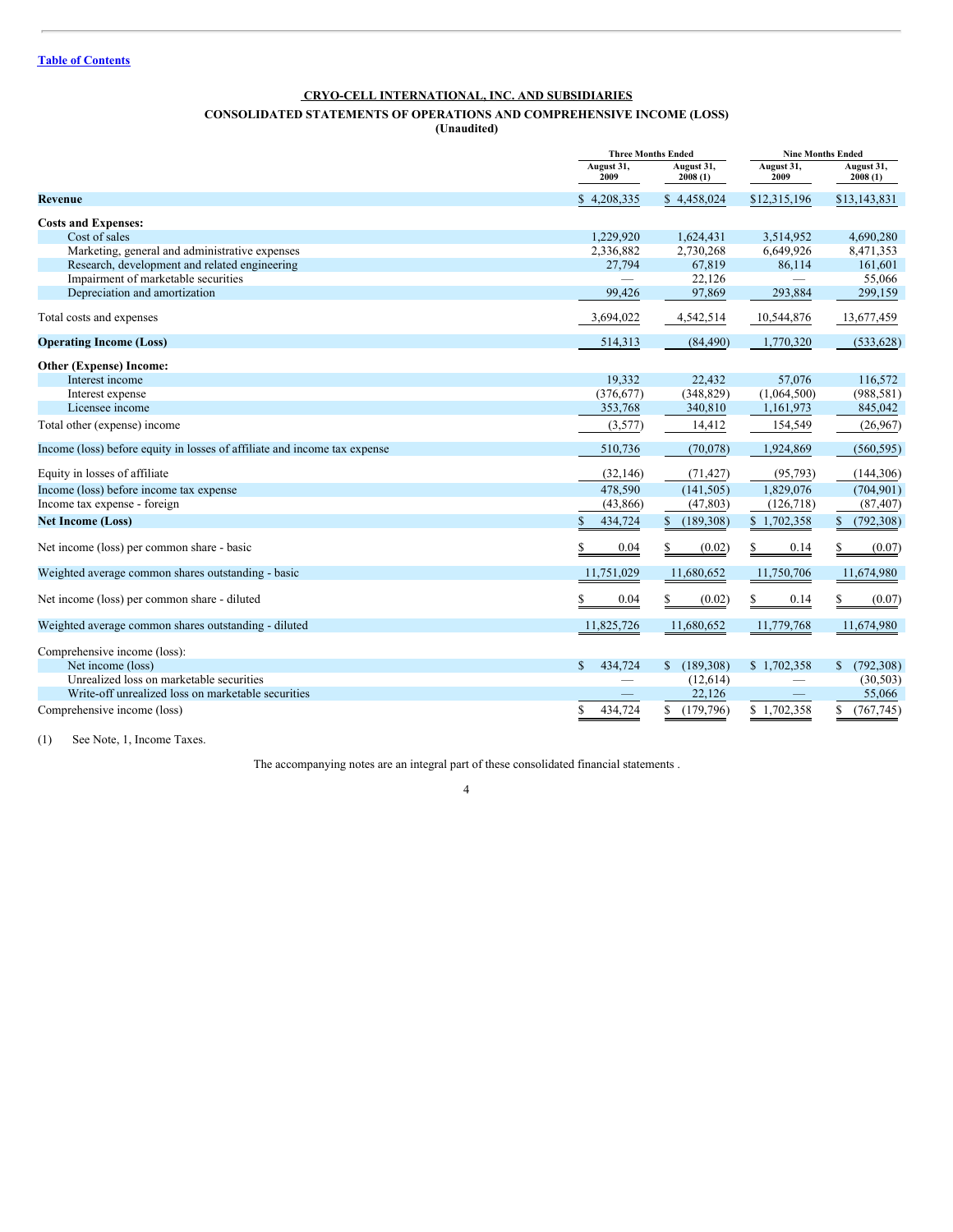Table of Contents

## CRYO-CELL INTERNATIONAL, INC. AND SUBSIDIARIES

### CONSOLIDATED STATEMENTS OF OPERATIONS AND COMPREHENSIVE INCOME (LOSS)
(Unaudited)

| | Three Months Ended | | Nine Months Ended | |
|---|---|---|---|---|
| | August 31, 2009 | August 31, 2008 (1) | August 31, 2009 | August 31, 2008 (1) |
| **Revenue** | $ 4,208,335 | $ 4,458,024 | $12,315,196 | $13,143,831 |
| **Costs and Expenses:** | | | | |
| Cost of sales | 1,229,920 | 1,624,431 | 3,514,952 | 4,690,280 |
| Marketing, general and administrative expenses | 2,336,882 | 2,730,268 | 6,649,926 | 8,471,353 |
| Research, development and related engineering | 27,794 | 67,819 | 86,114 | 161,601 |
| Impairment of marketable securities | — | 22,126 | — | 55,066 |
| Depreciation and amortization | 99,426 | 97,869 | 293,884 | 299,159 |
| Total costs and expenses | 3,694,022 | 4,542,514 | 10,544,876 | 13,677,459 |
| **Operating Income (Loss)** | 514,313 | (84,490) | 1,770,320 | (533,628) |
| **Other (Expense) Income:** | | | | |
| Interest income | 19,332 | 22,432 | 57,076 | 116,572 |
| Interest expense | (376,677) | (348,829) | (1,064,500) | (988,581) |
| Licensee income | 353,768 | 340,810 | 1,161,973 | 845,042 |
| Total other (expense) income | (3,577) | 14,412 | 154,549 | (26,967) |
| Income (loss) before equity in losses of affiliate and income tax expense | 510,736 | (70,078) | 1,924,869 | (560,595) |
| Equity in losses of affiliate | (32,146) | (71,427) | (95,793) | (144,306) |
| Income (loss) before income tax expense | 478,590 | (141,505) | 1,829,076 | (704,901) |
| Income tax expense - foreign | (43,866) | (47,803) | (126,718) | (87,407) |
| **Net Income (Loss)** | $ 434,724 | $ (189,308) | $ 1,702,358 | $ (792,308) |
| Net income (loss) per common share - basic | $ 0.04 | $ (0.02) | $ 0.14 | $ (0.07) |
| Weighted average common shares outstanding - basic | 11,751,029 | 11,680,652 | 11,750,706 | 11,674,980 |
| Net income (loss) per common share - diluted | $ 0.04 | $ (0.02) | $ 0.14 | $ (0.07) |
| Weighted average common shares outstanding - diluted | 11,825,726 | 11,680,652 | 11,779,768 | 11,674,980 |
| Comprehensive income (loss): | | | | |
| Net income (loss) | $ 434,724 | $ (189,308) | $ 1,702,358 | $ (792,308) |
| Unrealized loss on marketable securities | — | (12,614) | — | (30,503) |
| Write-off unrealized loss on marketable securities | — | 22,126 | — | 55,066 |
| Comprehensive income (loss) | $ 434,724 | $ (179,796) | $ 1,702,358 | $ (767,745) |

(1) See Note, 1, Income Taxes.

The accompanying notes are an integral part of these consolidated financial statements .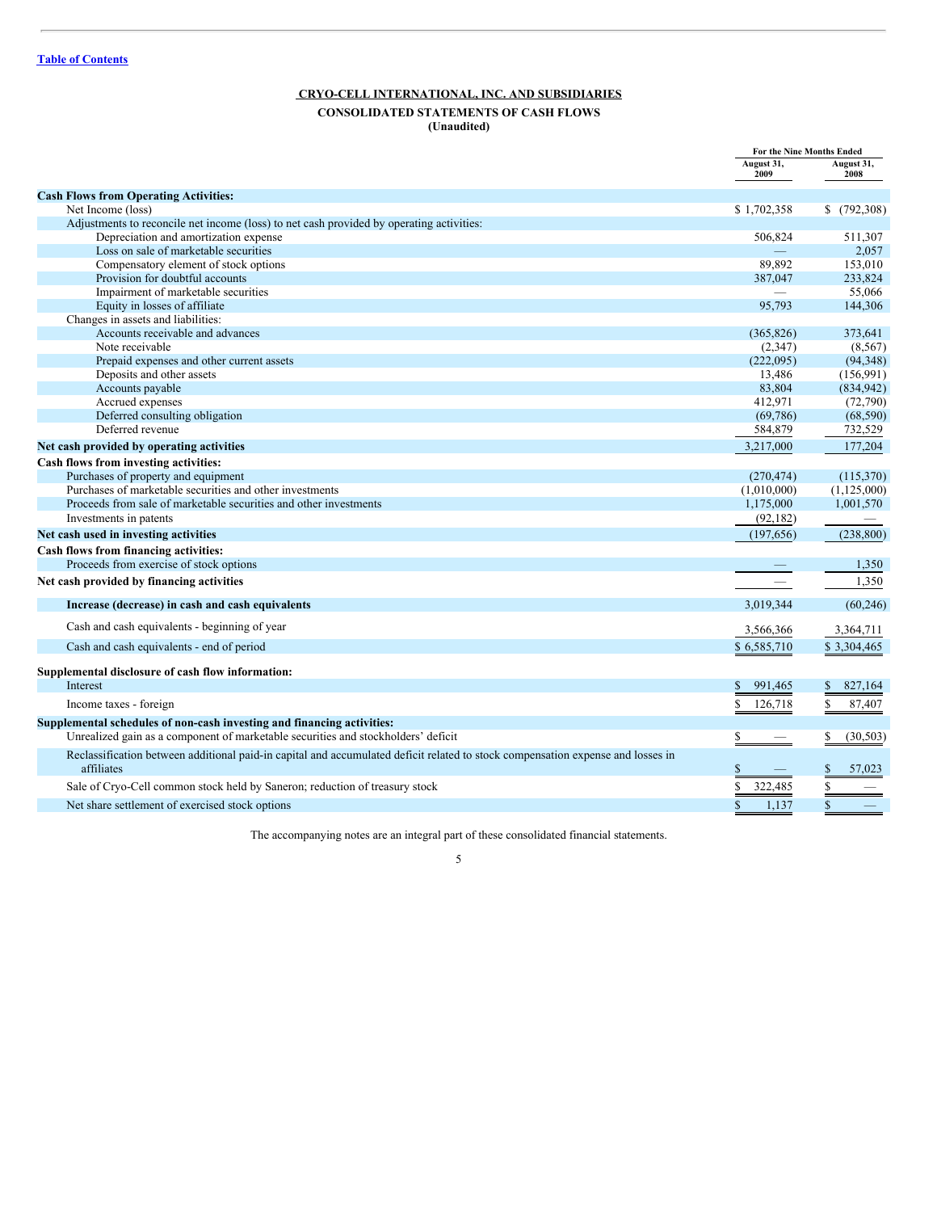[Table of Contents]

**CRYO-CELL INTERNATIONAL, INC. AND SUBSIDIARIES**

**CONSOLIDATED STATEMENTS OF CASH FLOWS**
**(Unaudited)**

| | For the Nine Months Ended | |
|---|---|---|
| | August 31, 2009 | August 31, 2008 |
| **Cash Flows from Operating Activities:** | | |
| Net Income (loss) | $ 1,702,358 | $ (792,308) |
| Adjustments to reconcile net income (loss) to net cash provided by operating activities: | | |
| Depreciation and amortization expense | 506,824 | 511,307 |
| Loss on sale of marketable securities | — | 2,057 |
| Compensatory element of stock options | 89,892 | 153,010 |
| Provision for doubtful accounts | 387,047 | 233,824 |
| Impairment of marketable securities | — | 55,066 |
| Equity in losses of affiliate | 95,793 | 144,306 |
| Changes in assets and liabilities: | | |
| Accounts receivable and advances | (365,826) | 373,641 |
| Note receivable | (2,347) | (8,567) |
| Prepaid expenses and other current assets | (222,095) | (94,348) |
| Deposits and other assets | 13,486 | (156,991) |
| Accounts payable | 83,804 | (834,942) |
| Accrued expenses | 412,971 | (72,790) |
| Deferred consulting obligation | (69,786) | (68,590) |
| Deferred revenue | 584,879 | 732,529 |
| **Net cash provided by operating activities** | 3,217,000 | 177,204 |
| **Cash flows from investing activities:** | | |
| Purchases of property and equipment | (270,474) | (115,370) |
| Purchases of marketable securities and other investments | (1,010,000) | (1,125,000) |
| Proceeds from sale of marketable securities and other investments | 1,175,000 | 1,001,570 |
| Investments in patents | (92,182) | — |
| **Net cash used in investing activities** | (197,656) | (238,800) |
| **Cash flows from financing activities:** | | |
| Proceeds from exercise of stock options | — | 1,350 |
| **Net cash provided by financing activities** | — | 1,350 |
| **Increase (decrease) in cash and cash equivalents** | 3,019,344 | (60,246) |
| Cash and cash equivalents - beginning of year | 3,566,366 | 3,364,711 |
| Cash and cash equivalents - end of period | $ 6,585,710 | $ 3,304,465 |
| **Supplemental disclosure of cash flow information:** | | |
| Interest | $ 991,465 | $ 827,164 |
| Income taxes - foreign | $ 126,718 | $ 87,407 |
| **Supplemental schedules of non-cash investing and financing activities:** | | |
| Unrealized gain as a component of marketable securities and stockholders' deficit | $ — | $ (30,503) |
| Reclassification between additional paid-in capital and accumulated deficit related to stock compensation expense and losses in affiliates | $ — | $ 57,023 |
| Sale of Cryo-Cell common stock held by Saneron; reduction of treasury stock | $ 322,485 | $ — |
| Net share settlement of exercised stock options | $ 1,137 | $ — |

The accompanying notes are an integral part of these consolidated financial statements.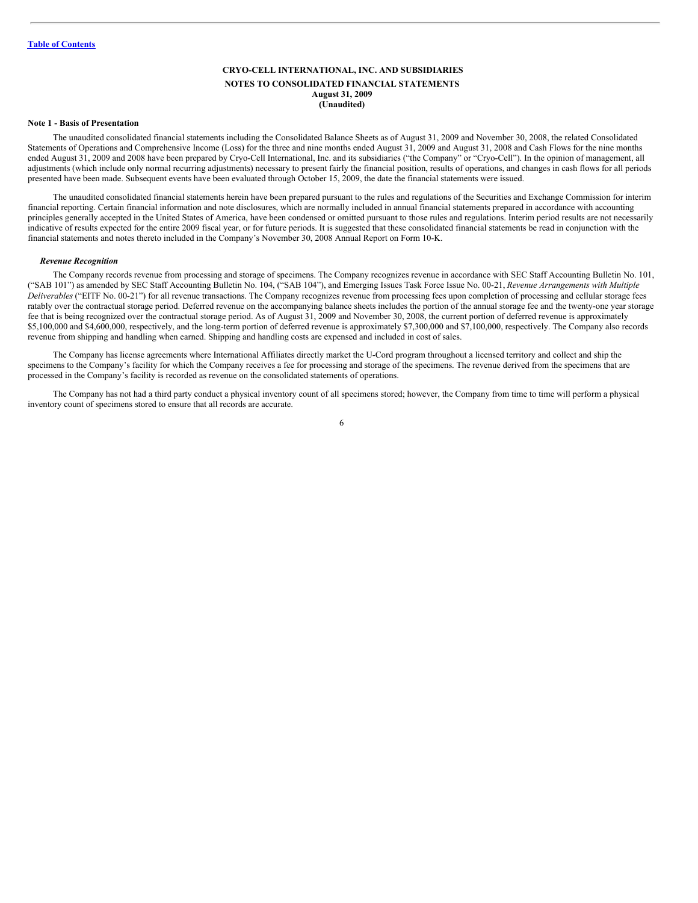**CRYO-CELL INTERNATIONAL, INC. AND SUBSIDIARIES**
**NOTES TO CONSOLIDATED FINANCIAL STATEMENTS**
**August 31, 2009**
**(Unaudited)**

**Note 1 - Basis of Presentation**

The unaudited consolidated financial statements including the Consolidated Balance Sheets as of August 31, 2009 and November 30, 2008, the related Consolidated Statements of Operations and Comprehensive Income (Loss) for the three and nine months ended August 31, 2009 and August 31, 2008 and Cash Flows for the nine months ended August 31, 2009 and 2008 have been prepared by Cryo-Cell International, Inc. and its subsidiaries ("the Company" or "Cryo-Cell"). In the opinion of management, all adjustments (which include only normal recurring adjustments) necessary to present fairly the financial position, results of operations, and changes in cash flows for all periods presented have been made. Subsequent events have been evaluated through October 15, 2009, the date the financial statements were issued.

The unaudited consolidated financial statements herein have been prepared pursuant to the rules and regulations of the Securities and Exchange Commission for interim financial reporting. Certain financial information and note disclosures, which are normally included in annual financial statements prepared in accordance with accounting principles generally accepted in the United States of America, have been condensed or omitted pursuant to those rules and regulations. Interim period results are not necessarily indicative of results expected for the entire 2009 fiscal year, or for future periods. It is suggested that these consolidated financial statements be read in conjunction with the financial statements and notes thereto included in the Company's November 30, 2008 Annual Report on Form 10-K.

***Revenue Recognition***

The Company records revenue from processing and storage of specimens. The Company recognizes revenue in accordance with SEC Staff Accounting Bulletin No. 101, ("SAB 101") as amended by SEC Staff Accounting Bulletin No. 104, ("SAB 104"), and Emerging Issues Task Force Issue No. 00-21, *Revenue Arrangements with Multiple Deliverables* ("EITF No. 00-21") for all revenue transactions. The Company recognizes revenue from processing fees upon completion of processing and cellular storage fees ratably over the contractual storage period. Deferred revenue on the accompanying balance sheets includes the portion of the annual storage fee and the twenty-one year storage fee that is being recognized over the contractual storage period. As of August 31, 2009 and November 30, 2008, the current portion of deferred revenue is approximately $5,100,000 and $4,600,000, respectively, and the long-term portion of deferred revenue is approximately $7,300,000 and $7,100,000, respectively. The Company also records revenue from shipping and handling when earned. Shipping and handling costs are expensed and included in cost of sales.

The Company has license agreements where International Affiliates directly market the U-Cord program throughout a licensed territory and collect and ship the specimens to the Company's facility for which the Company receives a fee for processing and storage of the specimens. The revenue derived from the specimens that are processed in the Company's facility is recorded as revenue on the consolidated statements of operations.

The Company has not had a third party conduct a physical inventory count of all specimens stored; however, the Company from time to time will perform a physical inventory count of specimens stored to ensure that all records are accurate.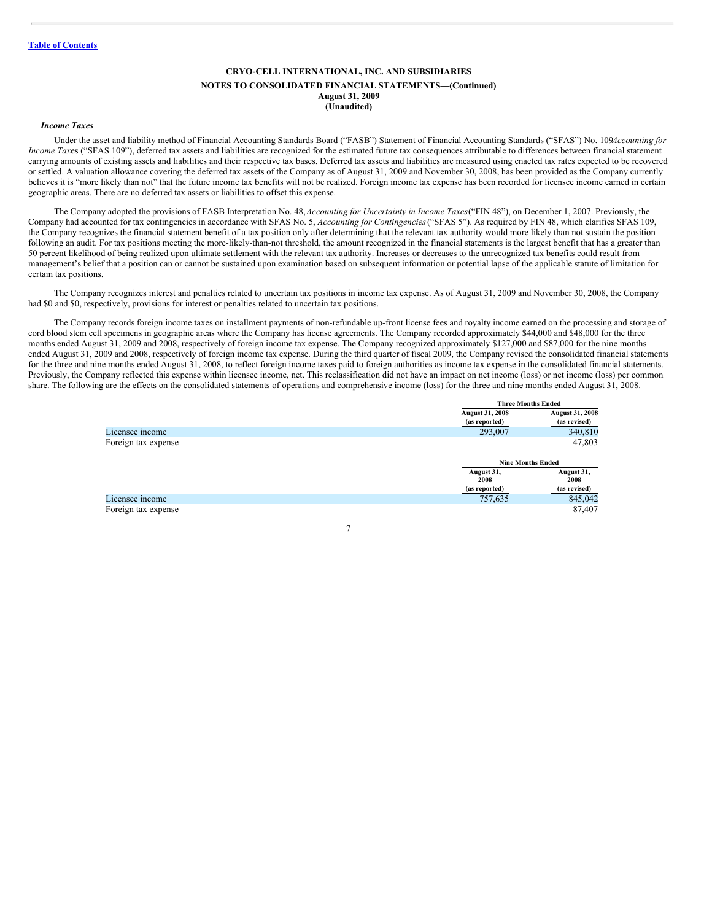Table of Contents

**CRYO-CELL INTERNATIONAL, INC. AND SUBSIDIARIES**
**NOTES TO CONSOLIDATED FINANCIAL STATEMENTS—(Continued)**
**August 31, 2009**
**(Unaudited)**

***Income Taxes***

Under the asset and liability method of Financial Accounting Standards Board ("FASB") Statement of Financial Accounting Standards ("SFAS") No. 109*Accounting for Income Tax*es ("SFAS 109"), deferred tax assets and liabilities are recognized for the estimated future tax consequences attributable to differences between financial statement carrying amounts of existing assets and liabilities and their respective tax bases. Deferred tax assets and liabilities are measured using enacted tax rates expected to be recovered or settled. A valuation allowance covering the deferred tax assets of the Company as of August 31, 2009 and November 30, 2008, has been provided as the Company currently believes it is "more likely than not" that the future income tax benefits will not be realized. Foreign income tax expense has been recorded for licensee income earned in certain geographic areas. There are no deferred tax assets or liabilities to offset this expense.

The Company adopted the provisions of FASB Interpretation No. 48,*Accounting for Uncertainty in Income Taxes*("FIN 48"), on December 1, 2007. Previously, the Company had accounted for tax contingencies in accordance with SFAS No. 5, *Accounting for Contingencies*("SFAS 5"). As required by FIN 48, which clarifies SFAS 109, the Company recognizes the financial statement benefit of a tax position only after determining that the relevant tax authority would more likely than not sustain the position following an audit. For tax positions meeting the more-likely-than-not threshold, the amount recognized in the financial statements is the largest benefit that has a greater than 50 percent likelihood of being realized upon ultimate settlement with the relevant tax authority. Increases or decreases to the unrecognized tax benefits could result from management's belief that a position can or cannot be sustained upon examination based on subsequent information or potential lapse of the applicable statute of limitation for certain tax positions.

The Company recognizes interest and penalties related to uncertain tax positions in income tax expense. As of August 31, 2009 and November 30, 2008, the Company had $0 and $0, respectively, provisions for interest or penalties related to uncertain tax positions.

The Company records foreign income taxes on installment payments of non-refundable up-front license fees and royalty income earned on the processing and storage of cord blood stem cell specimens in geographic areas where the Company has license agreements. The Company recorded approximately $44,000 and $48,000 for the three months ended August 31, 2009 and 2008, respectively of foreign income tax expense. The Company recognized approximately $127,000 and $87,000 for the nine months ended August 31, 2009 and 2008, respectively of foreign income tax expense. During the third quarter of fiscal 2009, the Company revised the consolidated financial statements for the three and nine months ended August 31, 2008, to reflect foreign income taxes paid to foreign authorities as income tax expense in the consolidated financial statements. Previously, the Company reflected this expense within licensee income, net. This reclassification did not have an impact on net income (loss) or net income (loss) per common share. The following are the effects on the consolidated statements of operations and comprehensive income (loss) for the three and nine months ended August 31, 2008.

| | Three Months Ended | |
|---|---|---|
| | August 31, 2008 (as reported) | August 31, 2008 (as revised) |
| Licensee income | 293,007 | 340,810 |
| Foreign tax expense | — | 47,803 |

| | Nine Months Ended | |
|---|---|---|
| | August 31, 2008 (as reported) | August 31, 2008 (as revised) |
| Licensee income | 757,635 | 845,042 |
| Foreign tax expense | — | 87,407 |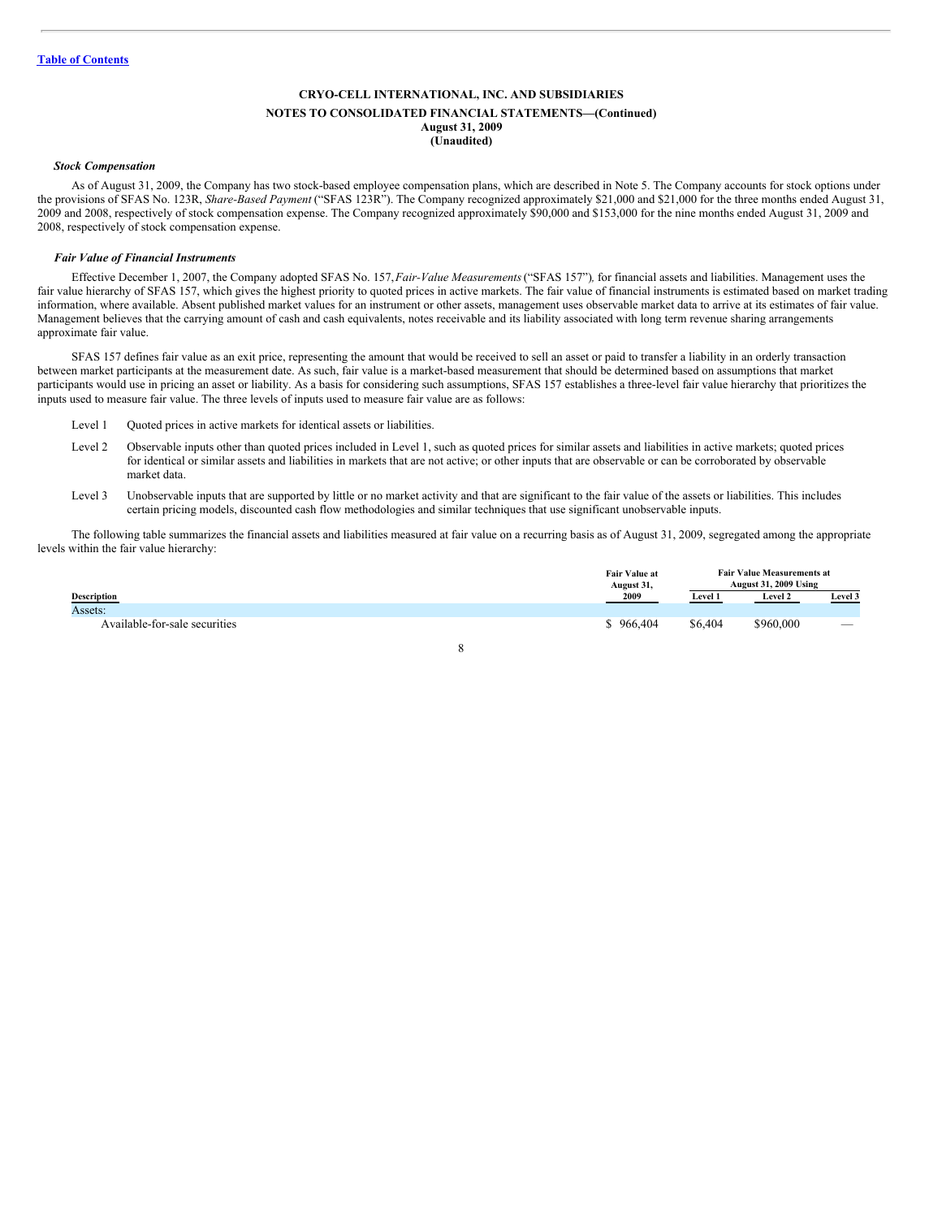[Table of Contents](#)

**CRYO-CELL INTERNATIONAL, INC. AND SUBSIDIARIES**

**NOTES TO CONSOLIDATED FINANCIAL STATEMENTS—(Continued)**
**August 31, 2009**
**(Unaudited)**

***Stock Compensation***

As of August 31, 2009, the Company has two stock-based employee compensation plans, which are described in Note 5. The Company accounts for stock options under the provisions of SFAS No. 123R, *Share-Based Payment* ("SFAS 123R"). The Company recognized approximately $21,000 and $21,000 for the three months ended August 31, 2009 and 2008, respectively of stock compensation expense. The Company recognized approximately $90,000 and $153,000 for the nine months ended August 31, 2009 and 2008, respectively of stock compensation expense.

***Fair Value of Financial Instruments***

Effective December 1, 2007, the Company adopted SFAS No. 157, *Fair-Value Measurements* ("SFAS 157"), for financial assets and liabilities. Management uses the fair value hierarchy of SFAS 157, which gives the highest priority to quoted prices in active markets. The fair value of financial instruments is estimated based on market trading information, where available. Absent published market values for an instrument or other assets, management uses observable market data to arrive at its estimates of fair value. Management believes that the carrying amount of cash and cash equivalents, notes receivable and its liability associated with long term revenue sharing arrangements approximate fair value.

SFAS 157 defines fair value as an exit price, representing the amount that would be received to sell an asset or paid to transfer a liability in an orderly transaction between market participants at the measurement date. As such, fair value is a market-based measurement that should be determined based on assumptions that market participants would use in pricing an asset or liability. As a basis for considering such assumptions, SFAS 157 establishes a three-level fair value hierarchy that prioritizes the inputs used to measure fair value. The three levels of inputs used to measure fair value are as follows:

- Level 1 Quoted prices in active markets for identical assets or liabilities.
- Level 2 Observable inputs other than quoted prices included in Level 1, such as quoted prices for similar assets and liabilities in active markets; quoted prices for identical or similar assets and liabilities in markets that are not active; or other inputs that are observable or can be corroborated by observable market data.
- Level 3 Unobservable inputs that are supported by little or no market activity and that are significant to the fair value of the assets or liabilities. This includes certain pricing models, discounted cash flow methodologies and similar techniques that use significant unobservable inputs.

The following table summarizes the financial assets and liabilities measured at fair value on a recurring basis as of August 31, 2009, segregated among the appropriate levels within the fair value hierarchy:

| | Fair Value at August 31, | Fair Value Measurements at August 31, 2009 Using | | |
|---|---|---|---|---|
| **Description** | **2009** | **Level 1** | **Level 2** | **Level 3** |
| Assets: | | | | |
| Available-for-sale securities | $ 966,404 | $6,404 | $960,000 | — |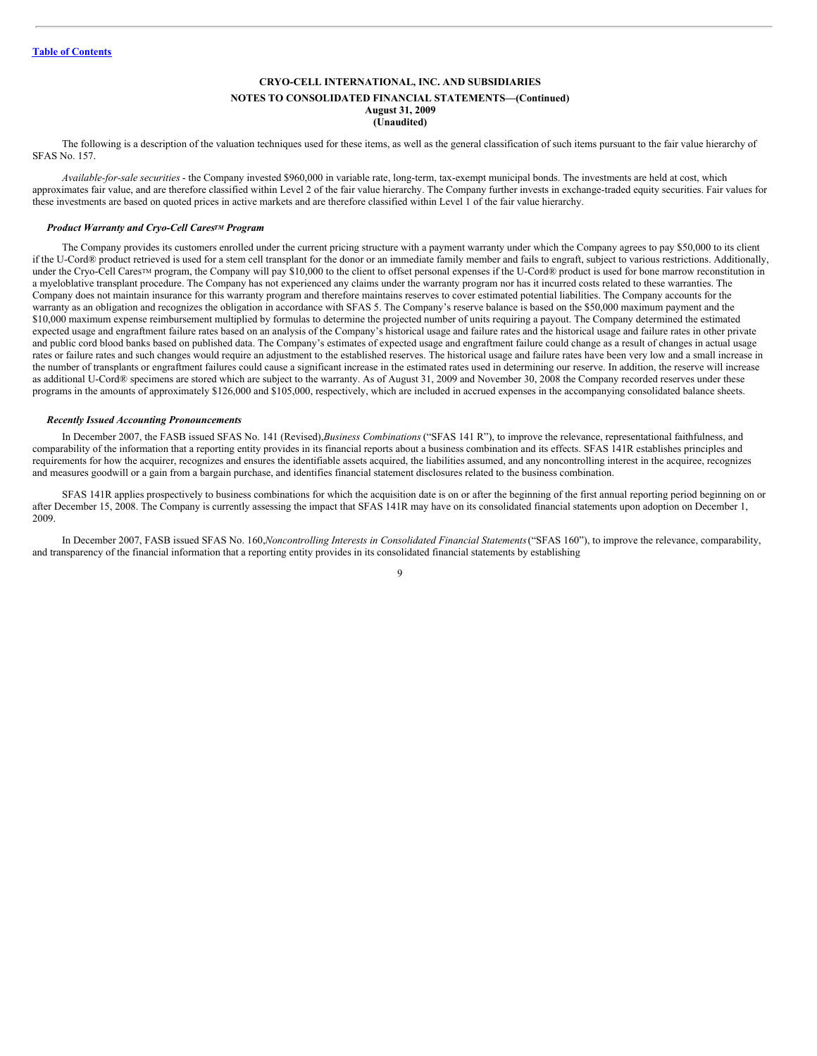**CRYO-CELL INTERNATIONAL, INC. AND SUBSIDIARIES**

**NOTES TO CONSOLIDATED FINANCIAL STATEMENTS—(Continued)**

**August 31, 2009**

**(Unaudited)**

The following is a description of the valuation techniques used for these items, as well as the general classification of such items pursuant to the fair value hierarchy of SFAS No. 157.

*Available-for-sale securities* - the Company invested $960,000 in variable rate, long-term, tax-exempt municipal bonds. The investments are held at cost, which approximates fair value, and are therefore classified within Level 2 of the fair value hierarchy. The Company further invests in exchange-traded equity securities. Fair values for these investments are based on quoted prices in active markets and are therefore classified within Level 1 of the fair value hierarchy.

***Product Warranty and Cryo-Cell Cares™ Program***

The Company provides its customers enrolled under the current pricing structure with a payment warranty under which the Company agrees to pay $50,000 to its client if the U-Cord® product retrieved is used for a stem cell transplant for the donor or an immediate family member and fails to engraft, subject to various restrictions. Additionally, under the Cryo-Cell Cares™ program, the Company will pay $10,000 to the client to offset personal expenses if the U-Cord® product is used for bone marrow reconstitution in a myeloblative transplant procedure. The Company has not experienced any claims under the warranty program nor has it incurred costs related to these warranties. The Company does not maintain insurance for this warranty program and therefore maintains reserves to cover estimated potential liabilities. The Company accounts for the warranty as an obligation and recognizes the obligation in accordance with SFAS 5. The Company's reserve balance is based on the $50,000 maximum payment and the $10,000 maximum expense reimbursement multiplied by formulas to determine the projected number of units requiring a payout. The Company determined the estimated expected usage and engraftment failure rates based on an analysis of the Company's historical usage and failure rates and the historical usage and failure rates in other private and public cord blood banks based on published data. The Company's estimates of expected usage and engraftment failure could change as a result of changes in actual usage rates or failure rates and such changes would require an adjustment to the established reserves. The historical usage and failure rates have been very low and a small increase in the number of transplants or engraftment failures could cause a significant increase in the estimated rates used in determining our reserve. In addition, the reserve will increase as additional U-Cord® specimens are stored which are subject to the warranty. As of August 31, 2009 and November 30, 2008 the Company recorded reserves under these programs in the amounts of approximately $126,000 and $105,000, respectively, which are included in accrued expenses in the accompanying consolidated balance sheets.

***Recently Issued Accounting Pronouncements***

In December 2007, the FASB issued SFAS No. 141 (Revised), *Business Combinations* ("SFAS 141 R"), to improve the relevance, representational faithfulness, and comparability of the information that a reporting entity provides in its financial reports about a business combination and its effects. SFAS 141R establishes principles and requirements for how the acquirer, recognizes and ensures the identifiable assets acquired, the liabilities assumed, and any noncontrolling interest in the acquiree, recognizes and measures goodwill or a gain from a bargain purchase, and identifies financial statement disclosures related to the business combination.

SFAS 141R applies prospectively to business combinations for which the acquisition date is on or after the beginning of the first annual reporting period beginning on or after December 15, 2008. The Company is currently assessing the impact that SFAS 141R may have on its consolidated financial statements upon adoption on December 1, 2009.

In December 2007, FASB issued SFAS No. 160, *Noncontrolling Interests in Consolidated Financial Statements* ("SFAS 160"), to improve the relevance, comparability, and transparency of the financial information that a reporting entity provides in its consolidated financial statements by establishing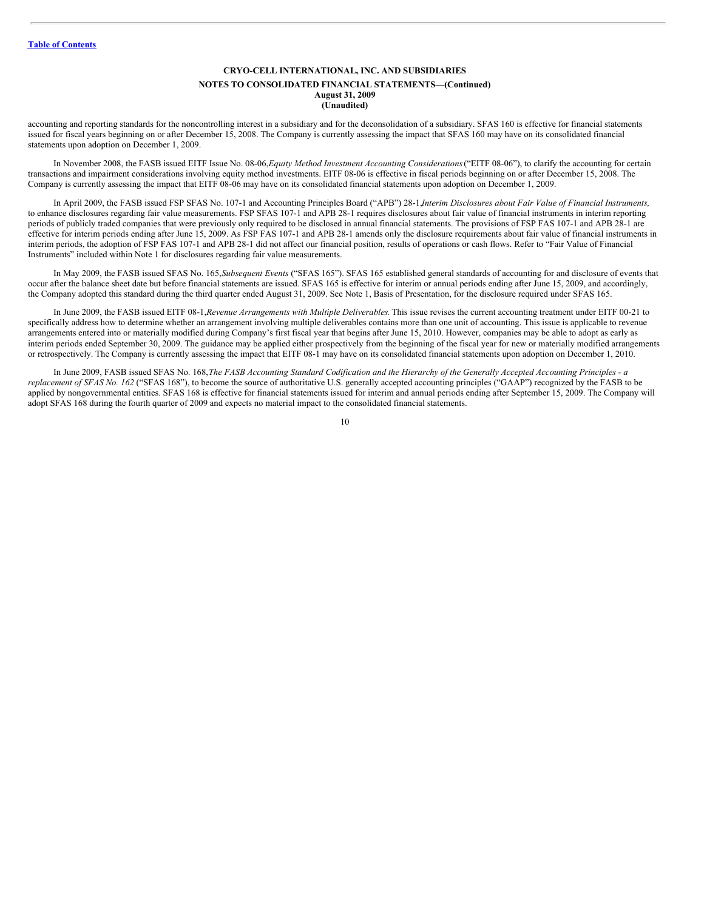**CRYO-CELL INTERNATIONAL, INC. AND SUBSIDIARIES**

**NOTES TO CONSOLIDATED FINANCIAL STATEMENTS—(Continued)**
**August 31, 2009**
**(Unaudited)**

accounting and reporting standards for the noncontrolling interest in a subsidiary and for the deconsolidation of a subsidiary. SFAS 160 is effective for financial statements issued for fiscal years beginning on or after December 15, 2008. The Company is currently assessing the impact that SFAS 160 may have on its consolidated financial statements upon adoption on December 1, 2009.

In November 2008, the FASB issued EITF Issue No. 08-06, *Equity Method Investment Accounting Considerations* ("EITF 08-06"), to clarify the accounting for certain transactions and impairment considerations involving equity method investments. EITF 08-06 is effective in fiscal periods beginning on or after December 15, 2008. The Company is currently assessing the impact that EITF 08-06 may have on its consolidated financial statements upon adoption on December 1, 2009.

In April 2009, the FASB issued FSP SFAS No. 107-1 and Accounting Principles Board ("APB") 28-1, *Interim Disclosures about Fair Value of Financial Instruments,* to enhance disclosures regarding fair value measurements. FSP SFAS 107-1 and APB 28-1 requires disclosures about fair value of financial instruments in interim reporting periods of publicly traded companies that were previously only required to be disclosed in annual financial statements. The provisions of FSP FAS 107-1 and APB 28-1 are effective for interim periods ending after June 15, 2009. As FSP FAS 107-1 and APB 28-1 amends only the disclosure requirements about fair value of financial instruments in interim periods, the adoption of FSP FAS 107-1 and APB 28-1 did not affect our financial position, results of operations or cash flows. Refer to "Fair Value of Financial Instruments" included within Note 1 for disclosures regarding fair value measurements.

In May 2009, the FASB issued SFAS No. 165, *Subsequent Events* ("SFAS 165"). SFAS 165 established general standards of accounting for and disclosure of events that occur after the balance sheet date but before financial statements are issued. SFAS 165 is effective for interim or annual periods ending after June 15, 2009, and accordingly, the Company adopted this standard during the third quarter ended August 31, 2009. See Note 1, Basis of Presentation, for the disclosure required under SFAS 165.

In June 2009, the FASB issued EITF 08-1, *Revenue Arrangements with Multiple Deliverables.* This issue revises the current accounting treatment under EITF 00-21 to specifically address how to determine whether an arrangement involving multiple deliverables contains more than one unit of accounting. This issue is applicable to revenue arrangements entered into or materially modified during Company's first fiscal year that begins after June 15, 2010. However, companies may be able to adopt as early as interim periods ended September 30, 2009. The guidance may be applied either prospectively from the beginning of the fiscal year for new or materially modified arrangements or retrospectively. The Company is currently assessing the impact that EITF 08-1 may have on its consolidated financial statements upon adoption on December 1, 2010.

In June 2009, FASB issued SFAS No. 168, *The FASB Accounting Standard Codification and the Hierarchy of the Generally Accepted Accounting Principles - a replacement of SFAS No. 162* ("SFAS 168"), to become the source of authoritative U.S. generally accepted accounting principles ("GAAP") recognized by the FASB to be applied by nongovernmental entities. SFAS 168 is effective for financial statements issued for interim and annual periods ending after September 15, 2009. The Company will adopt SFAS 168 during the fourth quarter of 2009 and expects no material impact to the consolidated financial statements.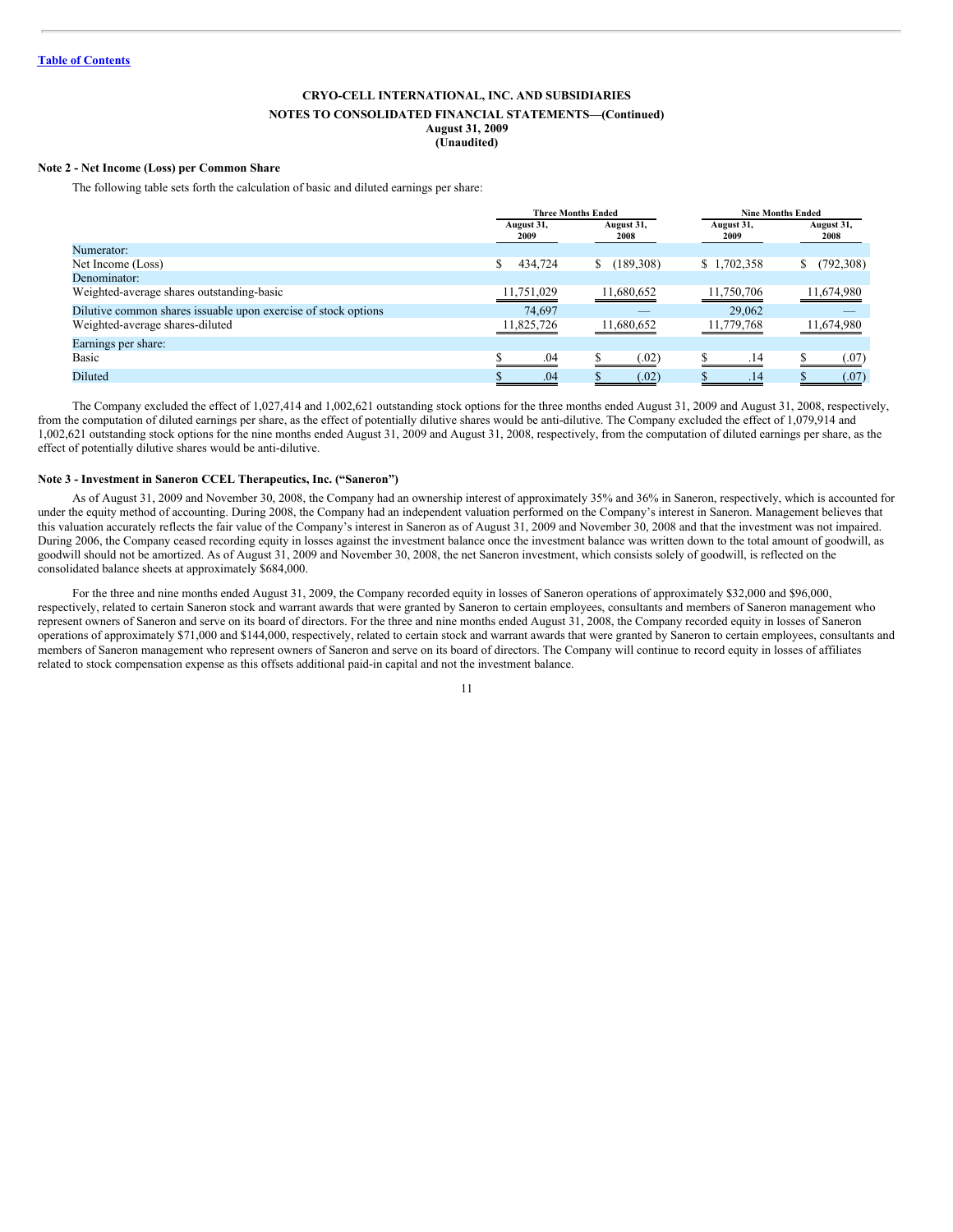CRYO-CELL INTERNATIONAL, INC. AND SUBSIDIARIES

NOTES TO CONSOLIDATED FINANCIAL STATEMENTS—(Continued)

August 31, 2009

(Unaudited)

**Note 2 - Net Income (Loss) per Common Share**

The following table sets forth the calculation of basic and diluted earnings per share:

| | Three Months Ended | | Nine Months Ended | |
|---|---|---|---|---|
| | August 31, 2009 | August 31, 2008 | August 31, 2009 | August 31, 2008 |
| Numerator: | | | | |
| Net Income (Loss) | $ 434,724 | $ (189,308) | $ 1,702,358 | $ (792,308) |
| Denominator: | | | | |
| Weighted-average shares outstanding-basic | 11,751,029 | 11,680,652 | 11,750,706 | 11,674,980 |
| Dilutive common shares issuable upon exercise of stock options | 74,697 | — | 29,062 | — |
| Weighted-average shares-diluted | 11,825,726 | 11,680,652 | 11,779,768 | 11,674,980 |
| Earnings per share: | | | | |
| Basic | $ .04 | $ (.02) | $ .14 | $ (.07) |
| Diluted | $ .04 | $ (.02) | $ .14 | $ (.07) |

The Company excluded the effect of 1,027,414 and 1,002,621 outstanding stock options for the three months ended August 31, 2009 and August 31, 2008, respectively, from the computation of diluted earnings per share, as the effect of potentially dilutive shares would be anti-dilutive. The Company excluded the effect of 1,079,914 and 1,002,621 outstanding stock options for the nine months ended August 31, 2009 and August 31, 2008, respectively, from the computation of diluted earnings per share, as the effect of potentially dilutive shares would be anti-dilutive.

**Note 3 - Investment in Saneron CCEL Therapeutics, Inc. ("Saneron")**

As of August 31, 2009 and November 30, 2008, the Company had an ownership interest of approximately 35% and 36% in Saneron, respectively, which is accounted for under the equity method of accounting. During 2008, the Company had an independent valuation performed on the Company's interest in Saneron. Management believes that this valuation accurately reflects the fair value of the Company's interest in Saneron as of August 31, 2009 and November 30, 2008 and that the investment was not impaired. During 2006, the Company ceased recording equity in losses against the investment balance once the investment balance was written down to the total amount of goodwill, as goodwill should not be amortized. As of August 31, 2009 and November 30, 2008, the net Saneron investment, which consists solely of goodwill, is reflected on the consolidated balance sheets at approximately $684,000.

For the three and nine months ended August 31, 2009, the Company recorded equity in losses of Saneron operations of approximately $32,000 and $96,000, respectively, related to certain Saneron stock and warrant awards that were granted by Saneron to certain employees, consultants and members of Saneron management who represent owners of Saneron and serve on its board of directors. For the three and nine months ended August 31, 2008, the Company recorded equity in losses of Saneron operations of approximately $71,000 and $144,000, respectively, related to certain stock and warrant awards that were granted by Saneron to certain employees, consultants and members of Saneron management who represent owners of Saneron and serve on its board of directors. The Company will continue to record equity in losses of affiliates related to stock compensation expense as this offsets additional paid-in capital and not the investment balance.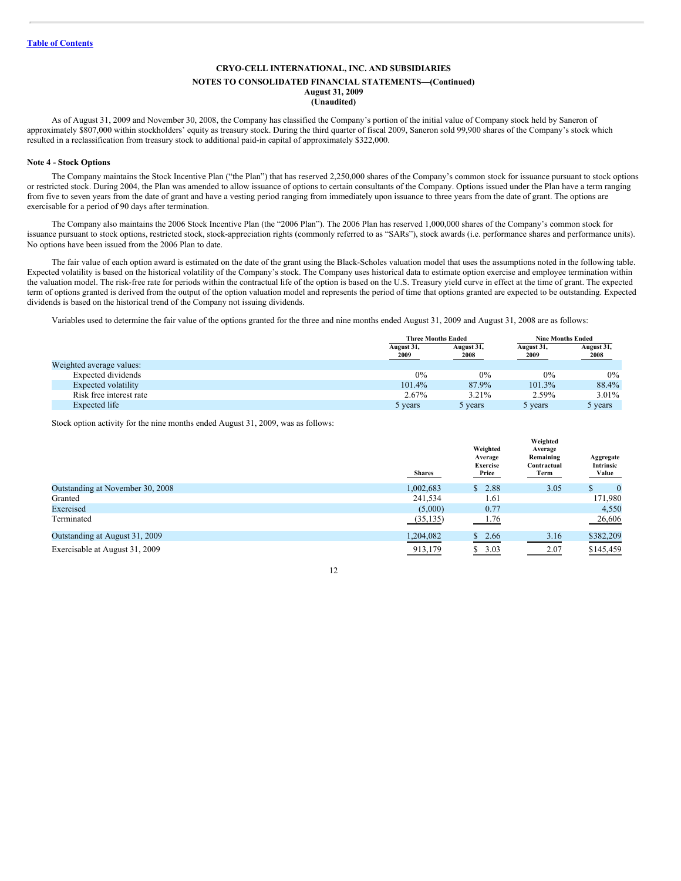CRYO-CELL INTERNATIONAL, INC. AND SUBSIDIARIES

NOTES TO CONSOLIDATED FINANCIAL STATEMENTS—(Continued)
August 31, 2009
(Unaudited)

As of August 31, 2009 and November 30, 2008, the Company has classified the Company's portion of the initial value of Company stock held by Saneron of approximately $807,000 within stockholders' equity as treasury stock. During the third quarter of fiscal 2009, Saneron sold 99,900 shares of the Company's stock which resulted in a reclassification from treasury stock to additional paid-in capital of approximately $322,000.

**Note 4 - Stock Options**

The Company maintains the Stock Incentive Plan ("the Plan") that has reserved 2,250,000 shares of the Company's common stock for issuance pursuant to stock options or restricted stock. During 2004, the Plan was amended to allow issuance of options to certain consultants of the Company. Options issued under the Plan have a term ranging from five to seven years from the date of grant and have a vesting period ranging from immediately upon issuance to three years from the date of grant. The options are exercisable for a period of 90 days after termination.

The Company also maintains the 2006 Stock Incentive Plan (the "2006 Plan"). The 2006 Plan has reserved 1,000,000 shares of the Company's common stock for issuance pursuant to stock options, restricted stock, stock-appreciation rights (commonly referred to as "SARs"), stock awards (i.e. performance shares and performance units). No options have been issued from the 2006 Plan to date.

The fair value of each option award is estimated on the date of the grant using the Black-Scholes valuation model that uses the assumptions noted in the following table. Expected volatility is based on the historical volatility of the Company's stock. The Company uses historical data to estimate option exercise and employee termination within the valuation model. The risk-free rate for periods within the contractual life of the option is based on the U.S. Treasury yield curve in effect at the time of grant. The expected term of options granted is derived from the output of the option valuation model and represents the period of time that options granted are expected to be outstanding. Expected dividends is based on the historical trend of the Company not issuing dividends.

Variables used to determine the fair value of the options granted for the three and nine months ended August 31, 2009 and August 31, 2008 are as follows:

| | Three Months Ended | | Nine Months Ended | |
|---|---|---|---|---|
| | August 31, 2009 | August 31, 2008 | August 31, 2009 | August 31, 2008 |
| Weighted average values: | | | | |
| Expected dividends | 0% | 0% | 0% | 0% |
| Expected volatility | 101.4% | 87.9% | 101.3% | 88.4% |
| Risk free interest rate | 2.67% | 3.21% | 2.59% | 3.01% |
| Expected life | 5 years | 5 years | 5 years | 5 years |

Stock option activity for the nine months ended August 31, 2009, was as follows:

| | Shares | Weighted Average Exercise Price | Weighted Average Remaining Contractual Term | Aggregate Intrinsic Value |
|---|---|---|---|---|
| Outstanding at November 30, 2008 | 1,002,683 | $ 2.88 | 3.05 | $ 0 |
| Granted | 241,534 | 1.61 | | 171,980 |
| Exercised | (5,000) | 0.77 | | 4,550 |
| Terminated | (35,135) | 1.76 | | 26,606 |
| Outstanding at August 31, 2009 | 1,204,082 | $ 2.66 | 3.16 | $382,209 |
| Exercisable at August 31, 2009 | 913,179 | $ 3.03 | 2.07 | $145,459 |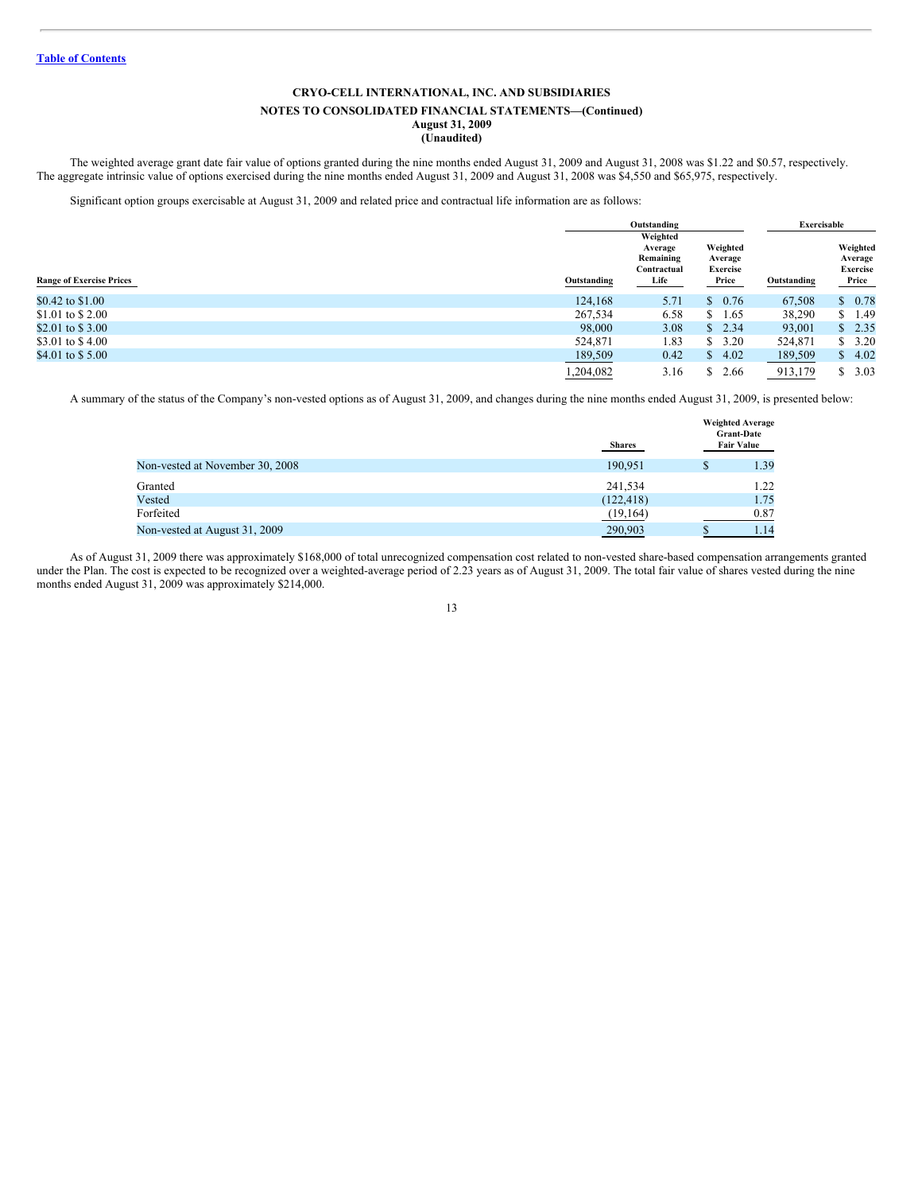CRYO-CELL INTERNATIONAL, INC. AND SUBSIDIARIES

NOTES TO CONSOLIDATED FINANCIAL STATEMENTS—(Continued)
August 31, 2009
(Unaudited)

The weighted average grant date fair value of options granted during the nine months ended August 31, 2009 and August 31, 2008 was $1.22 and $0.57, respectively. The aggregate intrinsic value of options exercised during the nine months ended August 31, 2009 and August 31, 2008 was $4,550 and $65,975, respectively.

Significant option groups exercisable at August 31, 2009 and related price and contractual life information are as follows:

| | Outstanding | | | Exercisable | |
|---|---|---|---|---|---|
| Range of Exercise Prices | Outstanding | Weighted Average Remaining Contractual Life | Weighted Average Exercise Price | Outstanding | Weighted Average Exercise Price |
| $0.42 to $1.00 | 124,168 | 5.71 | $ 0.76 | 67,508 | $ 0.78 |
| $1.01 to $ 2.00 | 267,534 | 6.58 | $ 1.65 | 38,290 | $ 1.49 |
| $2.01 to $ 3.00 | 98,000 | 3.08 | $ 2.34 | 93,001 | $ 2.35 |
| $3.01 to $ 4.00 | 524,871 | 1.83 | $ 3.20 | 524,871 | $ 3.20 |
| $4.01 to $ 5.00 | 189,509 | 0.42 | $ 4.02 | 189,509 | $ 4.02 |
| | 1,204,082 | 3.16 | $ 2.66 | 913,179 | $ 3.03 |

A summary of the status of the Company's non-vested options as of August 31, 2009, and changes during the nine months ended August 31, 2009, is presented below:

| | Shares | Weighted Average Grant-Date Fair Value |
|---|---|---|
| Non-vested at November 30, 2008 | 190,951 | $ 1.39 |
| Granted | 241,534 | 1.22 |
| Vested | (122,418) | 1.75 |
| Forfeited | (19,164) | 0.87 |
| Non-vested at August 31, 2009 | 290,903 | $ 1.14 |

As of August 31, 2009 there was approximately $168,000 of total unrecognized compensation cost related to non-vested share-based compensation arrangements granted under the Plan. The cost is expected to be recognized over a weighted-average period of 2.23 years as of August 31, 2009. The total fair value of shares vested during the nine months ended August 31, 2009 was approximately $214,000.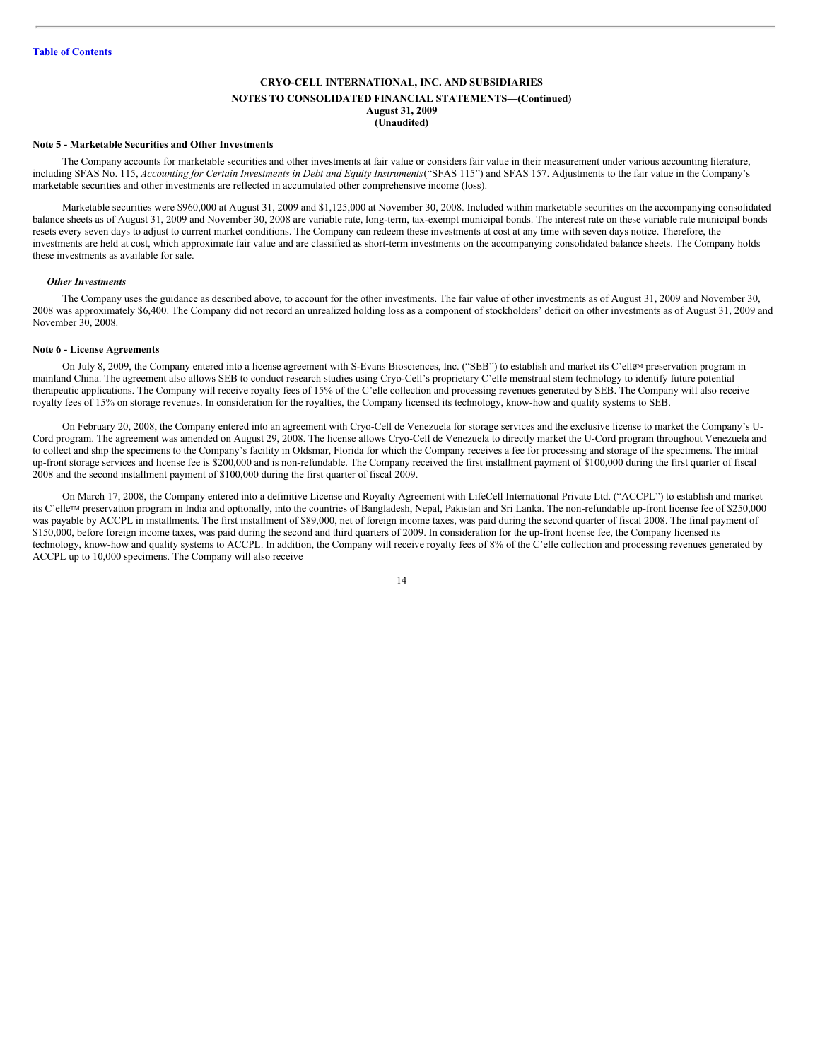**Table of Contents**

**CRYO-CELL INTERNATIONAL, INC. AND SUBSIDIARIES**

**NOTES TO CONSOLIDATED FINANCIAL STATEMENTS—(Continued)**

**August 31, 2009**

**(Unaudited)**

**Note 5 - Marketable Securities and Other Investments**

The Company accounts for marketable securities and other investments at fair value or considers fair value in their measurement under various accounting literature, including SFAS No. 115, *Accounting for Certain Investments in Debt and Equity Instruments*("SFAS 115") and SFAS 157. Adjustments to the fair value in the Company's marketable securities and other investments are reflected in accumulated other comprehensive income (loss).

Marketable securities were $960,000 at August 31, 2009 and $1,125,000 at November 30, 2008. Included within marketable securities on the accompanying consolidated balance sheets as of August 31, 2009 and November 30, 2008 are variable rate, long-term, tax-exempt municipal bonds. The interest rate on these variable rate municipal bonds resets every seven days to adjust to current market conditions. The Company can redeem these investments at cost at any time with seven days notice. Therefore, the investments are held at cost, which approximate fair value and are classified as short-term investments on the accompanying consolidated balance sheets. The Company holds these investments as available for sale.

***Other Investments***

The Company uses the guidance as described above, to account for the other investments. The fair value of other investments as of August 31, 2009 and November 30, 2008 was approximately $6,400. The Company did not record an unrealized holding loss as a component of stockholders' deficit on other investments as of August 31, 2009 and November 30, 2008.

**Note 6 - License Agreements**

On July 8, 2009, the Company entered into a license agreement with S-Evans Biosciences, Inc. ("SEB") to establish and market its C'elle™ preservation program in mainland China. The agreement also allows SEB to conduct research studies using Cryo-Cell's proprietary C'elle menstrual stem technology to identify future potential therapeutic applications. The Company will receive royalty fees of 15% of the C'elle collection and processing revenues generated by SEB. The Company will also receive royalty fees of 15% on storage revenues. In consideration for the royalties, the Company licensed its technology, know-how and quality systems to SEB.

On February 20, 2008, the Company entered into an agreement with Cryo-Cell de Venezuela for storage services and the exclusive license to market the Company's U-Cord program. The agreement was amended on August 29, 2008. The license allows Cryo-Cell de Venezuela to directly market the U-Cord program throughout Venezuela and to collect and ship the specimens to the Company's facility in Oldsmar, Florida for which the Company receives a fee for processing and storage of the specimens. The initial up-front storage services and license fee is $200,000 and is non-refundable. The Company received the first installment payment of $100,000 during the first quarter of fiscal 2008 and the second installment payment of $100,000 during the first quarter of fiscal 2009.

On March 17, 2008, the Company entered into a definitive License and Royalty Agreement with LifeCell International Private Ltd. ("ACCPL") to establish and market its C'elle™ preservation program in India and optionally, into the countries of Bangladesh, Nepal, Pakistan and Sri Lanka. The non-refundable up-front license fee of $250,000 was payable by ACCPL in installments. The first installment of $89,000, net of foreign income taxes, was paid during the second quarter of fiscal 2008. The final payment of $150,000, before foreign income taxes, was paid during the second and third quarters of 2009. In consideration for the up-front license fee, the Company licensed its technology, know-how and quality systems to ACCPL. In addition, the Company will receive royalty fees of 8% of the C'elle collection and processing revenues generated by ACCPL up to 10,000 specimens. The Company will also receive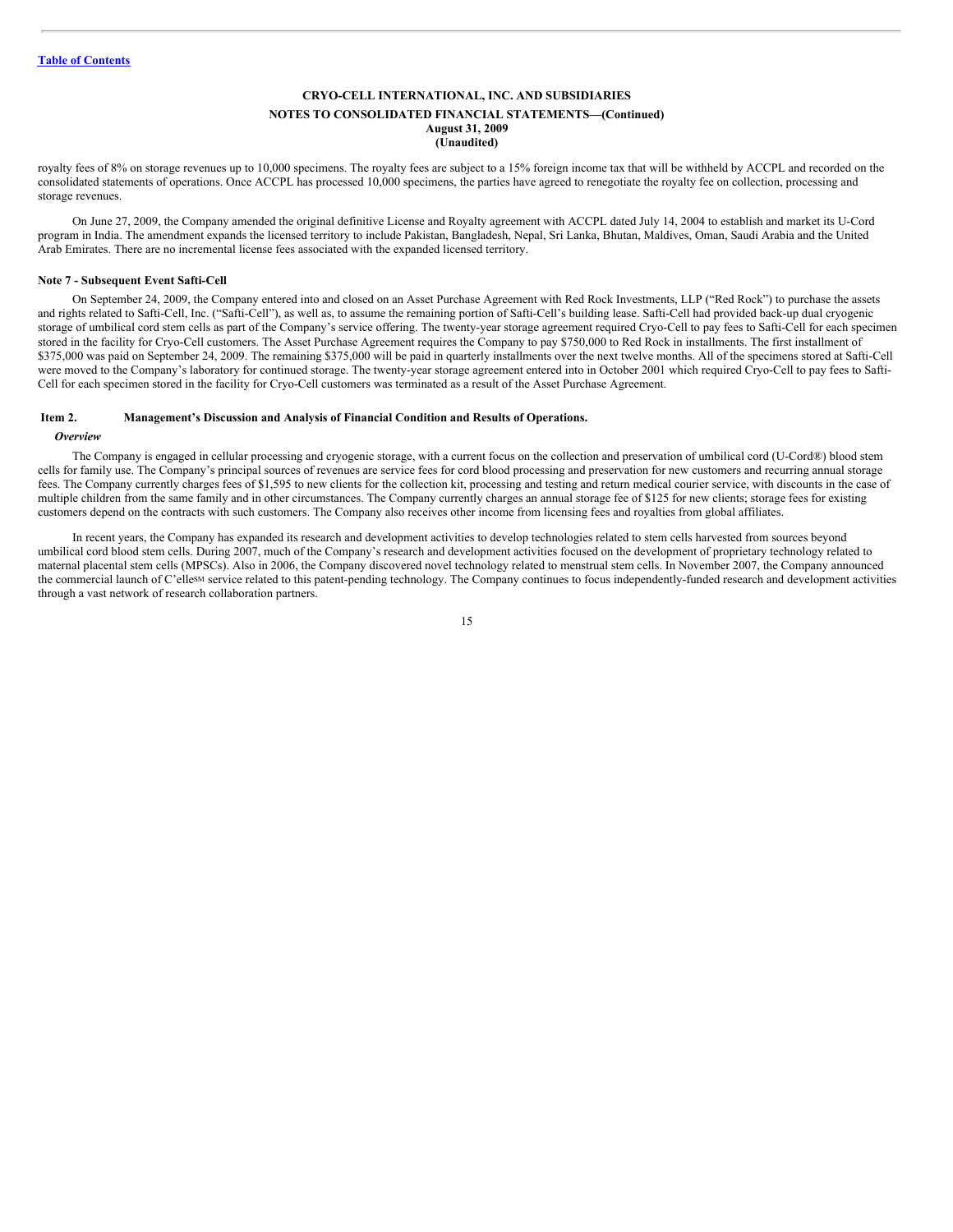royalty fees of 8% on storage revenues up to 10,000 specimens. The royalty fees are subject to a 15% foreign income tax that will be withheld by ACCPL and recorded on the consolidated statements of operations. Once ACCPL has processed 10,000 specimens, the parties have agreed to renegotiate the royalty fee on collection, processing and storage revenues.

On June 27, 2009, the Company amended the original definitive License and Royalty agreement with ACCPL dated July 14, 2004 to establish and market its U-Cord program in India. The amendment expands the licensed territory to include Pakistan, Bangladesh, Nepal, Sri Lanka, Bhutan, Maldives, Oman, Saudi Arabia and the United Arab Emirates. There are no incremental license fees associated with the expanded licensed territory.

**Note 7 - Subsequent Event Safti-Cell**

On September 24, 2009, the Company entered into and closed on an Asset Purchase Agreement with Red Rock Investments, LLP ("Red Rock") to purchase the assets and rights related to Safti-Cell, Inc. ("Safti-Cell"), as well as, to assume the remaining portion of Safti-Cell's building lease. Safti-Cell had provided back-up dual cryogenic storage of umbilical cord stem cells as part of the Company's service offering. The twenty-year storage agreement required Cryo-Cell to pay fees to Safti-Cell for each specimen stored in the facility for Cryo-Cell customers. The Asset Purchase Agreement requires the Company to pay $750,000 to Red Rock in installments. The first installment of $375,000 was paid on September 24, 2009. The remaining $375,000 will be paid in quarterly installments over the next twelve months. All of the specimens stored at Safti-Cell were moved to the Company's laboratory for continued storage. The twenty-year storage agreement entered into in October 2001 which required Cryo-Cell to pay fees to Safti-Cell for each specimen stored in the facility for Cryo-Cell customers was terminated as a result of the Asset Purchase Agreement.

## Item 2. Management's Discussion and Analysis of Financial Condition and Results of Operations.

### *Overview*

The Company is engaged in cellular processing and cryogenic storage, with a current focus on the collection and preservation of umbilical cord (U-Cord®) blood stem cells for family use. The Company's principal sources of revenues are service fees for cord blood processing and preservation for new customers and recurring annual storage fees. The Company currently charges fees of $1,595 to new clients for the collection kit, processing and testing and return medical courier service, with discounts in the case of multiple children from the same family and in other circumstances. The Company currently charges an annual storage fee of $125 for new clients; storage fees for existing customers depend on the contracts with such customers. The Company also receives other income from licensing fees and royalties from global affiliates.

In recent years, the Company has expanded its research and development activities to develop technologies related to stem cells harvested from sources beyond umbilical cord blood stem cells. During 2007, much of the Company's research and development activities focused on the development of proprietary technology related to maternal placental stem cells (MPSCs). Also in 2006, the Company discovered novel technology related to menstrual stem cells. In November 2007, the Company announced the commercial launch of C'elle℠ service related to this patent-pending technology. The Company continues to focus independently-funded research and development activities through a vast network of research collaboration partners.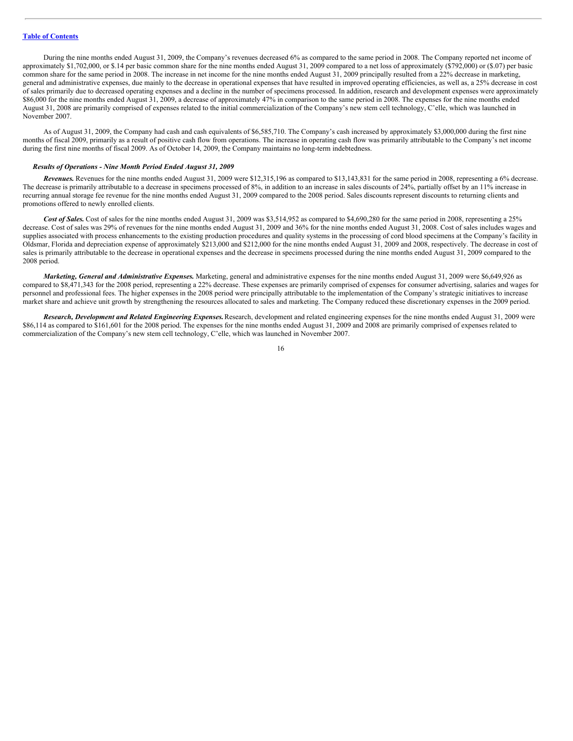During the nine months ended August 31, 2009, the Company's revenues decreased 6% as compared to the same period in 2008. The Company reported net income of approximately $1,702,000, or $.14 per basic common share for the nine months ended August 31, 2009 compared to a net loss of approximately ($792,000) or ($.07) per basic common share for the same period in 2008. The increase in net income for the nine months ended August 31, 2009 principally resulted from a 22% decrease in marketing, general and administrative expenses, due mainly to the decrease in operational expenses that have resulted in improved operating efficiencies, as well as, a 25% decrease in cost of sales primarily due to decreased operating expenses and a decline in the number of specimens processed. In addition, research and development expenses were approximately $86,000 for the nine months ended August 31, 2009, a decrease of approximately 47% in comparison to the same period in 2008. The expenses for the nine months ended August 31, 2008 are primarily comprised of expenses related to the initial commercialization of the Company's new stem cell technology, C'elle, which was launched in November 2007.

As of August 31, 2009, the Company had cash and cash equivalents of $6,585,710. The Company's cash increased by approximately $3,000,000 during the first nine months of fiscal 2009, primarily as a result of positive cash flow from operations. The increase in operating cash flow was primarily attributable to the Company's net income during the first nine months of fiscal 2009. As of October 14, 2009, the Company maintains no long-term indebtedness.

***Results of Operations - Nine Month Period Ended August 31, 2009***

***Revenues.*** Revenues for the nine months ended August 31, 2009 were $12,315,196 as compared to $13,143,831 for the same period in 2008, representing a 6% decrease. The decrease is primarily attributable to a decrease in specimens processed of 8%, in addition to an increase in sales discounts of 24%, partially offset by an 11% increase in recurring annual storage fee revenue for the nine months ended August 31, 2009 compared to the 2008 period. Sales discounts represent discounts to returning clients and promotions offered to newly enrolled clients.

***Cost of Sales.*** Cost of sales for the nine months ended August 31, 2009 was $3,514,952 as compared to $4,690,280 for the same period in 2008, representing a 25% decrease. Cost of sales was 29% of revenues for the nine months ended August 31, 2009 and 36% for the nine months ended August 31, 2008. Cost of sales includes wages and supplies associated with process enhancements to the existing production procedures and quality systems in the processing of cord blood specimens at the Company's facility in Oldsmar, Florida and depreciation expense of approximately $213,000 and $212,000 for the nine months ended August 31, 2009 and 2008, respectively. The decrease in cost of sales is primarily attributable to the decrease in operational expenses and the decrease in specimens processed during the nine months ended August 31, 2009 compared to the 2008 period.

***Marketing, General and Administrative Expenses.*** Marketing, general and administrative expenses for the nine months ended August 31, 2009 were $6,649,926 as compared to $8,471,343 for the 2008 period, representing a 22% decrease. These expenses are primarily comprised of expenses for consumer advertising, salaries and wages for personnel and professional fees. The higher expenses in the 2008 period were principally attributable to the implementation of the Company's strategic initiatives to increase market share and achieve unit growth by strengthening the resources allocated to sales and marketing. The Company reduced these discretionary expenses in the 2009 period.

***Research, Development and Related Engineering Expenses.*** Research, development and related engineering expenses for the nine months ended August 31, 2009 were $86,114 as compared to $161,601 for the 2008 period. The expenses for the nine months ended August 31, 2009 and 2008 are primarily comprised of expenses related to commercialization of the Company's new stem cell technology, C'elle, which was launched in November 2007.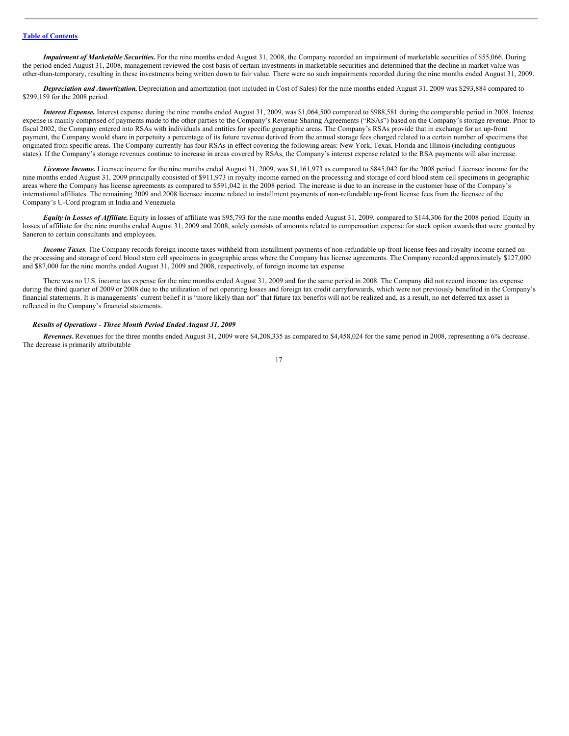*Impairment of Marketable Securities.* For the nine months ended August 31, 2008, the Company recorded an impairment of marketable securities of $55,066. During the period ended August 31, 2008, management reviewed the cost basis of certain investments in marketable securities and determined that the decline in market value was other-than-temporary, resulting in these investments being written down to fair value. There were no such impairments recorded during the nine months ended August 31, 2009.

*Depreciation and Amortization.* Depreciation and amortization (not included in Cost of Sales) for the nine months ended August 31, 2009 was $293,884 compared to $299,159 for the 2008 period.

*Interest Expense.* Interest expense during the nine months ended August 31, 2009, was $1,064,500 compared to $988,581 during the comparable period in 2008. Interest expense is mainly comprised of payments made to the other parties to the Company's Revenue Sharing Agreements ("RSAs") based on the Company's storage revenue. Prior to fiscal 2002, the Company entered into RSAs with individuals and entities for specific geographic areas. The Company's RSAs provide that in exchange for an up-front payment, the Company would share in perpetuity a percentage of its future revenue derived from the annual storage fees charged related to a certain number of specimens that originated from specific areas. The Company currently has four RSAs in effect covering the following areas: New York, Texas, Florida and Illinois (including contiguous states). If the Company's storage revenues continue to increase in areas covered by RSAs, the Company's interest expense related to the RSA payments will also increase.

*Licensee Income.* Licensee income for the nine months ended August 31, 2009, was $1,161,973 as compared to $845,042 for the 2008 period. Licensee income for the nine months ended August 31, 2009 principally consisted of $911,973 in royalty income earned on the processing and storage of cord blood stem cell specimens in geographic areas where the Company has license agreements as compared to $591,042 in the 2008 period. The increase is due to an increase in the customer base of the Company's international affiliates. The remaining 2009 and 2008 licensee income related to installment payments of non-refundable up-front license fees from the licensee of the Company's U-Cord program in India and Venezuela

*Equity in Losses of Affiliate.* Equity in losses of affiliate was $95,793 for the nine months ended August 31, 2009, compared to $144,306 for the 2008 period. Equity in losses of affiliate for the nine months ended August 31, 2009 and 2008, solely consists of amounts related to compensation expense for stock option awards that were granted by Saneron to certain consultants and employees.

*Income Taxes*. The Company records foreign income taxes withheld from installment payments of non-refundable up-front license fees and royalty income earned on the processing and storage of cord blood stem cell specimens in geographic areas where the Company has license agreements. The Company recorded approximately $127,000 and $87,000 for the nine months ended August 31, 2009 and 2008, respectively, of foreign income tax expense.

There was no U.S. income tax expense for the nine months ended August 31, 2009 and for the same period in 2008. The Company did not record income tax expense during the third quarter of 2009 or 2008 due to the utilization of net operating losses and foreign tax credit carryforwards, which were not previously benefited in the Company's financial statements. It is managements' current belief it is "more likely than not" that future tax benefits will not be realized and, as a result, no net deferred tax asset is reflected in the Company's financial statements.

***Results of Operations - Three Month Period Ended August 31, 2009***

*Revenues.* Revenues for the three months ended August 31, 2009 were $4,208,335 as compared to $4,458,024 for the same period in 2008, representing a 6% decrease. The decrease is primarily attributable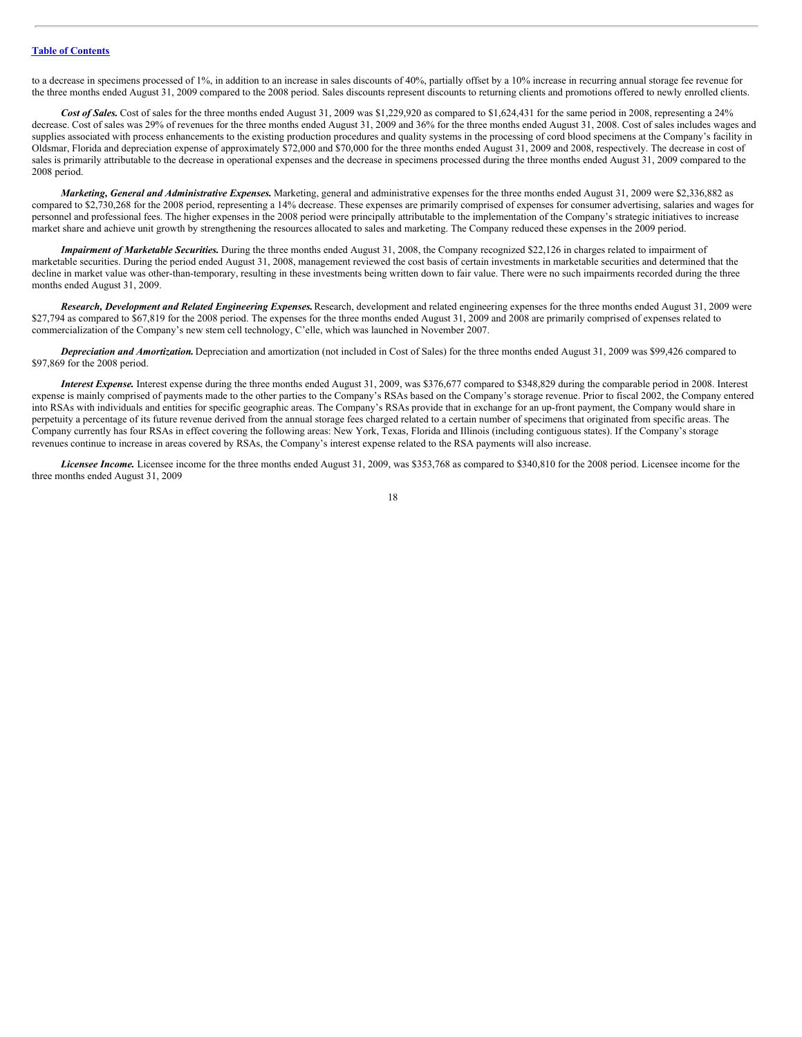to a decrease in specimens processed of 1%, in addition to an increase in sales discounts of 40%, partially offset by a 10% increase in recurring annual storage fee revenue for the three months ended August 31, 2009 compared to the 2008 period. Sales discounts represent discounts to returning clients and promotions offered to newly enrolled clients.

***Cost of Sales.*** Cost of sales for the three months ended August 31, 2009 was $1,229,920 as compared to $1,624,431 for the same period in 2008, representing a 24% decrease. Cost of sales was 29% of revenues for the three months ended August 31, 2009 and 36% for the three months ended August 31, 2008. Cost of sales includes wages and supplies associated with process enhancements to the existing production procedures and quality systems in the processing of cord blood specimens at the Company's facility in Oldsmar, Florida and depreciation expense of approximately $72,000 and $70,000 for the three months ended August 31, 2009 and 2008, respectively. The decrease in cost of sales is primarily attributable to the decrease in operational expenses and the decrease in specimens processed during the three months ended August 31, 2009 compared to the 2008 period.

***Marketing, General and Administrative Expenses.*** Marketing, general and administrative expenses for the three months ended August 31, 2009 were $2,336,882 as compared to $2,730,268 for the 2008 period, representing a 14% decrease. These expenses are primarily comprised of expenses for consumer advertising, salaries and wages for personnel and professional fees. The higher expenses in the 2008 period were principally attributable to the implementation of the Company's strategic initiatives to increase market share and achieve unit growth by strengthening the resources allocated to sales and marketing. The Company reduced these expenses in the 2009 period.

***Impairment of Marketable Securities.*** During the three months ended August 31, 2008, the Company recognized $22,126 in charges related to impairment of marketable securities. During the period ended August 31, 2008, management reviewed the cost basis of certain investments in marketable securities and determined that the decline in market value was other-than-temporary, resulting in these investments being written down to fair value. There were no such impairments recorded during the three months ended August 31, 2009.

***Research, Development and Related Engineering Expenses.*** Research, development and related engineering expenses for the three months ended August 31, 2009 were $27,794 as compared to $67,819 for the 2008 period. The expenses for the three months ended August 31, 2009 and 2008 are primarily comprised of expenses related to commercialization of the Company's new stem cell technology, C'elle, which was launched in November 2007.

***Depreciation and Amortization.*** Depreciation and amortization (not included in Cost of Sales) for the three months ended August 31, 2009 was $99,426 compared to $97,869 for the 2008 period.

***Interest Expense.*** Interest expense during the three months ended August 31, 2009, was $376,677 compared to $348,829 during the comparable period in 2008. Interest expense is mainly comprised of payments made to the other parties to the Company's RSAs based on the Company's storage revenue. Prior to fiscal 2002, the Company entered into RSAs with individuals and entities for specific geographic areas. The Company's RSAs provide that in exchange for an up-front payment, the Company would share in perpetuity a percentage of its future revenue derived from the annual storage fees charged related to a certain number of specimens that originated from specific areas. The Company currently has four RSAs in effect covering the following areas: New York, Texas, Florida and Illinois (including contiguous states). If the Company's storage revenues continue to increase in areas covered by RSAs, the Company's interest expense related to the RSA payments will also increase.

***Licensee Income.*** Licensee income for the three months ended August 31, 2009, was $353,768 as compared to $340,810 for the 2008 period. Licensee income for the three months ended August 31, 2009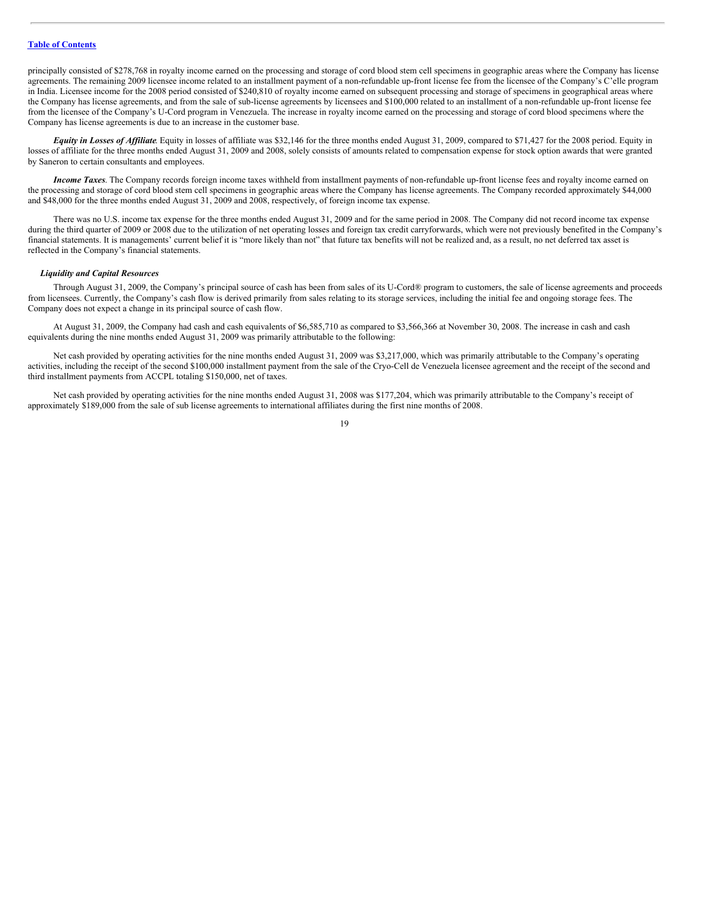principally consisted of $278,768 in royalty income earned on the processing and storage of cord blood stem cell specimens in geographic areas where the Company has license agreements. The remaining 2009 licensee income related to an installment payment of a non-refundable up-front license fee from the licensee of the Company's C'elle program in India. Licensee income for the 2008 period consisted of $240,810 of royalty income earned on subsequent processing and storage of specimens in geographical areas where the Company has license agreements, and from the sale of sub-license agreements by licensees and $100,000 related to an installment of a non-refundable up-front license fee from the licensee of the Company's U-Cord program in Venezuela. The increase in royalty income earned on the processing and storage of cord blood specimens where the Company has license agreements is due to an increase in the customer base.

***Equity in Losses of Affiliate***. Equity in losses of affiliate was $32,146 for the three months ended August 31, 2009, compared to $71,427 for the 2008 period. Equity in losses of affiliate for the three months ended August 31, 2009 and 2008, solely consists of amounts related to compensation expense for stock option awards that were granted by Saneron to certain consultants and employees.

***Income Taxes***. The Company records foreign income taxes withheld from installment payments of non-refundable up-front license fees and royalty income earned on the processing and storage of cord blood stem cell specimens in geographic areas where the Company has license agreements. The Company recorded approximately $44,000 and $48,000 for the three months ended August 31, 2009 and 2008, respectively, of foreign income tax expense.

There was no U.S. income tax expense for the three months ended August 31, 2009 and for the same period in 2008. The Company did not record income tax expense during the third quarter of 2009 or 2008 due to the utilization of net operating losses and foreign tax credit carryforwards, which were not previously benefited in the Company's financial statements. It is managements' current belief it is "more likely than not" that future tax benefits will not be realized and, as a result, no net deferred tax asset is reflected in the Company's financial statements.

***Liquidity and Capital Resources***

Through August 31, 2009, the Company's principal source of cash has been from sales of its U-Cord® program to customers, the sale of license agreements and proceeds from licensees. Currently, the Company's cash flow is derived primarily from sales relating to its storage services, including the initial fee and ongoing storage fees. The Company does not expect a change in its principal source of cash flow.

At August 31, 2009, the Company had cash and cash equivalents of $6,585,710 as compared to $3,566,366 at November 30, 2008. The increase in cash and cash equivalents during the nine months ended August 31, 2009 was primarily attributable to the following:

Net cash provided by operating activities for the nine months ended August 31, 2009 was $3,217,000, which was primarily attributable to the Company's operating activities, including the receipt of the second $100,000 installment payment from the sale of the Cryo-Cell de Venezuela licensee agreement and the receipt of the second and third installment payments from ACCPL totaling $150,000, net of taxes.

Net cash provided by operating activities for the nine months ended August 31, 2008 was $177,204, which was primarily attributable to the Company's receipt of approximately $189,000 from the sale of sub license agreements to international affiliates during the first nine months of 2008.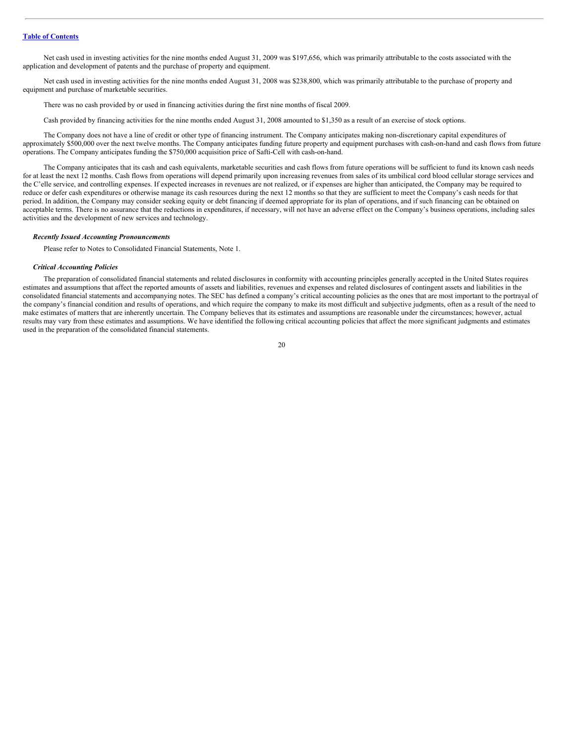Net cash used in investing activities for the nine months ended August 31, 2009 was $197,656, which was primarily attributable to the costs associated with the application and development of patents and the purchase of property and equipment.

Net cash used in investing activities for the nine months ended August 31, 2008 was $238,800, which was primarily attributable to the purchase of property and equipment and purchase of marketable securities.

There was no cash provided by or used in financing activities during the first nine months of fiscal 2009.

Cash provided by financing activities for the nine months ended August 31, 2008 amounted to $1,350 as a result of an exercise of stock options.

The Company does not have a line of credit or other type of financing instrument. The Company anticipates making non-discretionary capital expenditures of approximately $500,000 over the next twelve months. The Company anticipates funding future property and equipment purchases with cash-on-hand and cash flows from future operations. The Company anticipates funding the $750,000 acquisition price of Safti-Cell with cash-on-hand.

The Company anticipates that its cash and cash equivalents, marketable securities and cash flows from future operations will be sufficient to fund its known cash needs for at least the next 12 months. Cash flows from operations will depend primarily upon increasing revenues from sales of its umbilical cord blood cellular storage services and the C'elle service, and controlling expenses. If expected increases in revenues are not realized, or if expenses are higher than anticipated, the Company may be required to reduce or defer cash expenditures or otherwise manage its cash resources during the next 12 months so that they are sufficient to meet the Company's cash needs for that period. In addition, the Company may consider seeking equity or debt financing if deemed appropriate for its plan of operations, and if such financing can be obtained on acceptable terms. There is no assurance that the reductions in expenditures, if necessary, will not have an adverse effect on the Company's business operations, including sales activities and the development of new services and technology.

***Recently Issued Accounting Pronouncements***

Please refer to Notes to Consolidated Financial Statements, Note 1.

***Critical Accounting Policies***

The preparation of consolidated financial statements and related disclosures in conformity with accounting principles generally accepted in the United States requires estimates and assumptions that affect the reported amounts of assets and liabilities, revenues and expenses and related disclosures of contingent assets and liabilities in the consolidated financial statements and accompanying notes. The SEC has defined a company's critical accounting policies as the ones that are most important to the portrayal of the company's financial condition and results of operations, and which require the company to make its most difficult and subjective judgments, often as a result of the need to make estimates of matters that are inherently uncertain. The Company believes that its estimates and assumptions are reasonable under the circumstances; however, actual results may vary from these estimates and assumptions. We have identified the following critical accounting policies that affect the more significant judgments and estimates used in the preparation of the consolidated financial statements.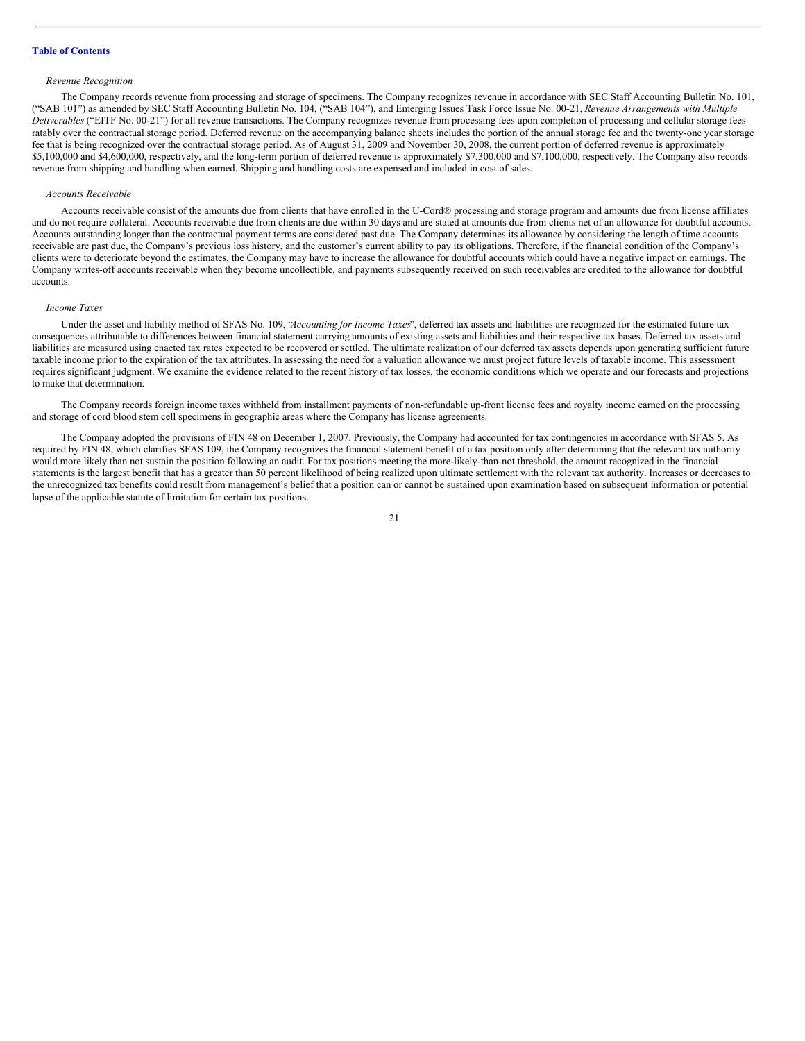*Revenue Recognition*

The Company records revenue from processing and storage of specimens. The Company recognizes revenue in accordance with SEC Staff Accounting Bulletin No. 101, ("SAB 101") as amended by SEC Staff Accounting Bulletin No. 104, ("SAB 104"), and Emerging Issues Task Force Issue No. 00-21, *Revenue Arrangements with Multiple Deliverables* ("EITF No. 00-21") for all revenue transactions. The Company recognizes revenue from processing fees upon completion of processing and cellular storage fees ratably over the contractual storage period. Deferred revenue on the accompanying balance sheets includes the portion of the annual storage fee and the twenty-one year storage fee that is being recognized over the contractual storage period. As of August 31, 2009 and November 30, 2008, the current portion of deferred revenue is approximately $5,100,000 and $4,600,000, respectively, and the long-term portion of deferred revenue is approximately $7,300,000 and $7,100,000, respectively. The Company also records revenue from shipping and handling when earned. Shipping and handling costs are expensed and included in cost of sales.

*Accounts Receivable*

Accounts receivable consist of the amounts due from clients that have enrolled in the U-Cord® processing and storage program and amounts due from license affiliates and do not require collateral. Accounts receivable due from clients are due within 30 days and are stated at amounts due from clients net of an allowance for doubtful accounts. Accounts outstanding longer than the contractual payment terms are considered past due. The Company determines its allowance by considering the length of time accounts receivable are past due, the Company's previous loss history, and the customer's current ability to pay its obligations. Therefore, if the financial condition of the Company's clients were to deteriorate beyond the estimates, the Company may have to increase the allowance for doubtful accounts which could have a negative impact on earnings. The Company writes-off accounts receivable when they become uncollectible, and payments subsequently received on such receivables are credited to the allowance for doubtful accounts.

*Income Taxes*

Under the asset and liability method of SFAS No. 109, "*Accounting for Income Taxes*", deferred tax assets and liabilities are recognized for the estimated future tax consequences attributable to differences between financial statement carrying amounts of existing assets and liabilities and their respective tax bases. Deferred tax assets and liabilities are measured using enacted tax rates expected to be recovered or settled. The ultimate realization of our deferred tax assets depends upon generating sufficient future taxable income prior to the expiration of the tax attributes. In assessing the need for a valuation allowance we must project future levels of taxable income. This assessment requires significant judgment. We examine the evidence related to the recent history of tax losses, the economic conditions which we operate and our forecasts and projections to make that determination.

The Company records foreign income taxes withheld from installment payments of non-refundable up-front license fees and royalty income earned on the processing and storage of cord blood stem cell specimens in geographic areas where the Company has license agreements.

The Company adopted the provisions of FIN 48 on December 1, 2007. Previously, the Company had accounted for tax contingencies in accordance with SFAS 5. As required by FIN 48, which clarifies SFAS 109, the Company recognizes the financial statement benefit of a tax position only after determining that the relevant tax authority would more likely than not sustain the position following an audit. For tax positions meeting the more-likely-than-not threshold, the amount recognized in the financial statements is the largest benefit that has a greater than 50 percent likelihood of being realized upon ultimate settlement with the relevant tax authority. Increases or decreases to the unrecognized tax benefits could result from management's belief that a position can or cannot be sustained upon examination based on subsequent information or potential lapse of the applicable statute of limitation for certain tax positions.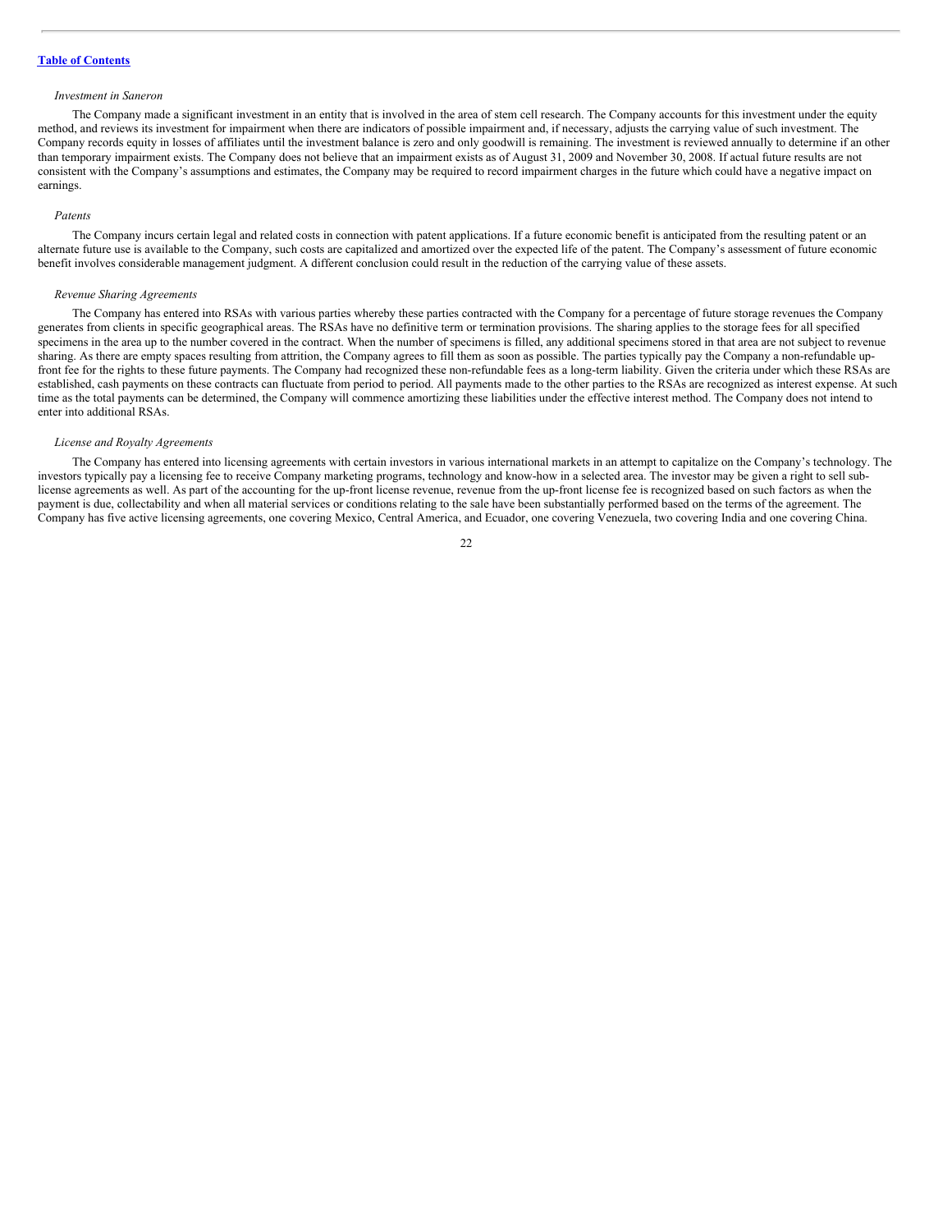[Table of Contents](#)

*Investment in Saneron*

The Company made a significant investment in an entity that is involved in the area of stem cell research. The Company accounts for this investment under the equity method, and reviews its investment for impairment when there are indicators of possible impairment and, if necessary, adjusts the carrying value of such investment. The Company records equity in losses of affiliates until the investment balance is zero and only goodwill is remaining. The investment is reviewed annually to determine if an other than temporary impairment exists. The Company does not believe that an impairment exists as of August 31, 2009 and November 30, 2008. If actual future results are not consistent with the Company's assumptions and estimates, the Company may be required to record impairment charges in the future which could have a negative impact on earnings.

*Patents*

The Company incurs certain legal and related costs in connection with patent applications. If a future economic benefit is anticipated from the resulting patent or an alternate future use is available to the Company, such costs are capitalized and amortized over the expected life of the patent. The Company's assessment of future economic benefit involves considerable management judgment. A different conclusion could result in the reduction of the carrying value of these assets.

*Revenue Sharing Agreements*

The Company has entered into RSAs with various parties whereby these parties contracted with the Company for a percentage of future storage revenues the Company generates from clients in specific geographical areas. The RSAs have no definitive term or termination provisions. The sharing applies to the storage fees for all specified specimens in the area up to the number covered in the contract. When the number of specimens is filled, any additional specimens stored in that area are not subject to revenue sharing. As there are empty spaces resulting from attrition, the Company agrees to fill them as soon as possible. The parties typically pay the Company a non-refundable up-front fee for the rights to these future payments. The Company had recognized these non-refundable fees as a long-term liability. Given the criteria under which these RSAs are established, cash payments on these contracts can fluctuate from period to period. All payments made to the other parties to the RSAs are recognized as interest expense. At such time as the total payments can be determined, the Company will commence amortizing these liabilities under the effective interest method. The Company does not intend to enter into additional RSAs.

*License and Royalty Agreements*

The Company has entered into licensing agreements with certain investors in various international markets in an attempt to capitalize on the Company's technology. The investors typically pay a licensing fee to receive Company marketing programs, technology and know-how in a selected area. The investor may be given a right to sell sub-license agreements as well. As part of the accounting for the up-front license revenue, revenue from the up-front license fee is recognized based on such factors as when the payment is due, collectability and when all material services or conditions relating to the sale have been substantially performed based on the terms of the agreement. The Company has five active licensing agreements, one covering Mexico, Central America, and Ecuador, one covering Venezuela, two covering India and one covering China.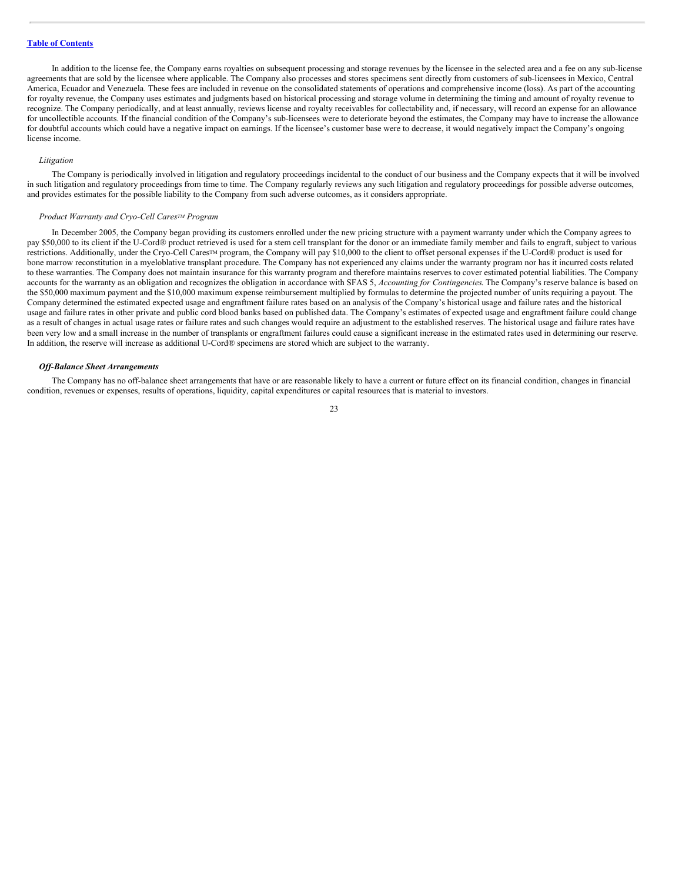In addition to the license fee, the Company earns royalties on subsequent processing and storage revenues by the licensee in the selected area and a fee on any sub-license agreements that are sold by the licensee where applicable. The Company also processes and stores specimens sent directly from customers of sub-licensees in Mexico, Central America, Ecuador and Venezuela. These fees are included in revenue on the consolidated statements of operations and comprehensive income (loss). As part of the accounting for royalty revenue, the Company uses estimates and judgments based on historical processing and storage volume in determining the timing and amount of royalty revenue to recognize. The Company periodically, and at least annually, reviews license and royalty receivables for collectability and, if necessary, will record an expense for an allowance for uncollectible accounts. If the financial condition of the Company's sub-licensees were to deteriorate beyond the estimates, the Company may have to increase the allowance for doubtful accounts which could have a negative impact on earnings. If the licensee's customer base were to decrease, it would negatively impact the Company's ongoing license income.

*Litigation*

The Company is periodically involved in litigation and regulatory proceedings incidental to the conduct of our business and the Company expects that it will be involved in such litigation and regulatory proceedings from time to time. The Company regularly reviews any such litigation and regulatory proceedings for possible adverse outcomes, and provides estimates for the possible liability to the Company from such adverse outcomes, as it considers appropriate.

*Product Warranty and Cryo-Cell Cares™ Program*

In December 2005, the Company began providing its customers enrolled under the new pricing structure with a payment warranty under which the Company agrees to pay $50,000 to its client if the U-Cord® product retrieved is used for a stem cell transplant for the donor or an immediate family member and fails to engraft, subject to various restrictions. Additionally, under the Cryo-Cell Cares™ program, the Company will pay $10,000 to the client to offset personal expenses if the U-Cord® product is used for bone marrow reconstitution in a myeloblative transplant procedure. The Company has not experienced any claims under the warranty program nor has it incurred costs related to these warranties. The Company does not maintain insurance for this warranty program and therefore maintains reserves to cover estimated potential liabilities. The Company accounts for the warranty as an obligation and recognizes the obligation in accordance with SFAS 5, *Accounting for Contingencies.* The Company's reserve balance is based on the $50,000 maximum payment and the $10,000 maximum expense reimbursement multiplied by formulas to determine the projected number of units requiring a payout. The Company determined the estimated expected usage and engraftment failure rates based on an analysis of the Company's historical usage and failure rates and the historical usage and failure rates in other private and public cord blood banks based on published data. The Company's estimates of expected usage and engraftment failure could change as a result of changes in actual usage rates or failure rates and such changes would require an adjustment to the established reserves. The historical usage and failure rates have been very low and a small increase in the number of transplants or engraftment failures could cause a significant increase in the estimated rates used in determining our reserve. In addition, the reserve will increase as additional U-Cord® specimens are stored which are subject to the warranty.

***Off-Balance Sheet Arrangements***

The Company has no off-balance sheet arrangements that have or are reasonable likely to have a current or future effect on its financial condition, changes in financial condition, revenues or expenses, results of operations, liquidity, capital expenditures or capital resources that is material to investors.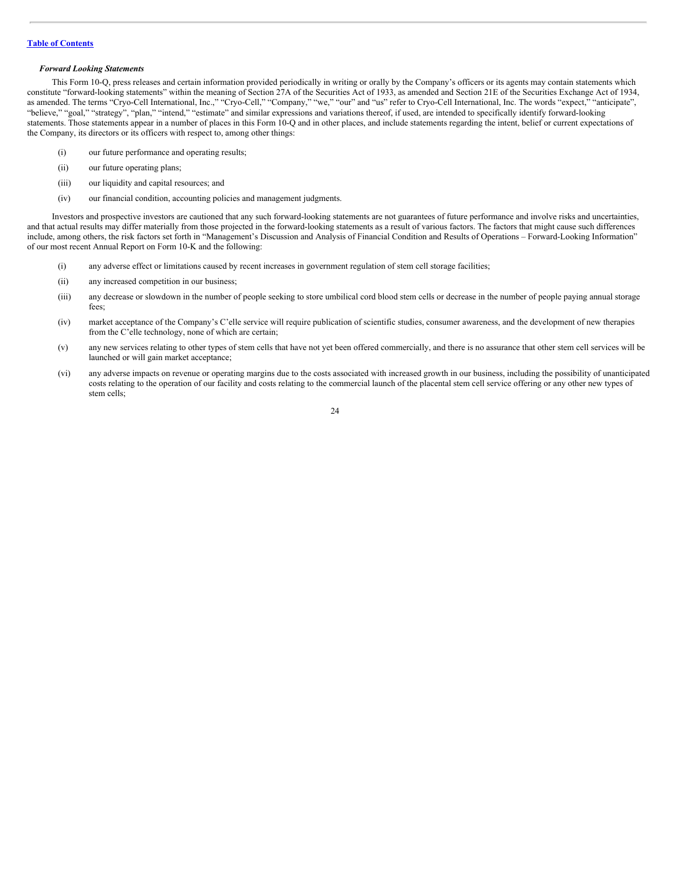[Table of Contents](#)

***Forward Looking Statements***

This Form 10-Q, press releases and certain information provided periodically in writing or orally by the Company's officers or its agents may contain statements which constitute "forward-looking statements" within the meaning of Section 27A of the Securities Act of 1933, as amended and Section 21E of the Securities Exchange Act of 1934, as amended. The terms "Cryo-Cell International, Inc.," "Cryo-Cell," "Company," "we," "our" and "us" refer to Cryo-Cell International, Inc. The words "expect," "anticipate", "believe," "goal," "strategy", "plan," "intend," "estimate" and similar expressions and variations thereof, if used, are intended to specifically identify forward-looking statements. Those statements appear in a number of places in this Form 10-Q and in other places, and include statements regarding the intent, belief or current expectations of the Company, its directors or its officers with respect to, among other things:

(i) our future performance and operating results;

(ii) our future operating plans;

(iii) our liquidity and capital resources; and

(iv) our financial condition, accounting policies and management judgments.

Investors and prospective investors are cautioned that any such forward-looking statements are not guarantees of future performance and involve risks and uncertainties, and that actual results may differ materially from those projected in the forward-looking statements as a result of various factors. The factors that might cause such differences include, among others, the risk factors set forth in "Management's Discussion and Analysis of Financial Condition and Results of Operations – Forward-Looking Information" of our most recent Annual Report on Form 10-K and the following:

(i) any adverse effect or limitations caused by recent increases in government regulation of stem cell storage facilities;

(ii) any increased competition in our business;

(iii) any decrease or slowdown in the number of people seeking to store umbilical cord blood stem cells or decrease in the number of people paying annual storage fees;

(iv) market acceptance of the Company's C'elle service will require publication of scientific studies, consumer awareness, and the development of new therapies from the C'elle technology, none of which are certain;

(v) any new services relating to other types of stem cells that have not yet been offered commercially, and there is no assurance that other stem cell services will be launched or will gain market acceptance;

(vi) any adverse impacts on revenue or operating margins due to the costs associated with increased growth in our business, including the possibility of unanticipated costs relating to the operation of our facility and costs relating to the commercial launch of the placental stem cell service offering or any other new types of stem cells;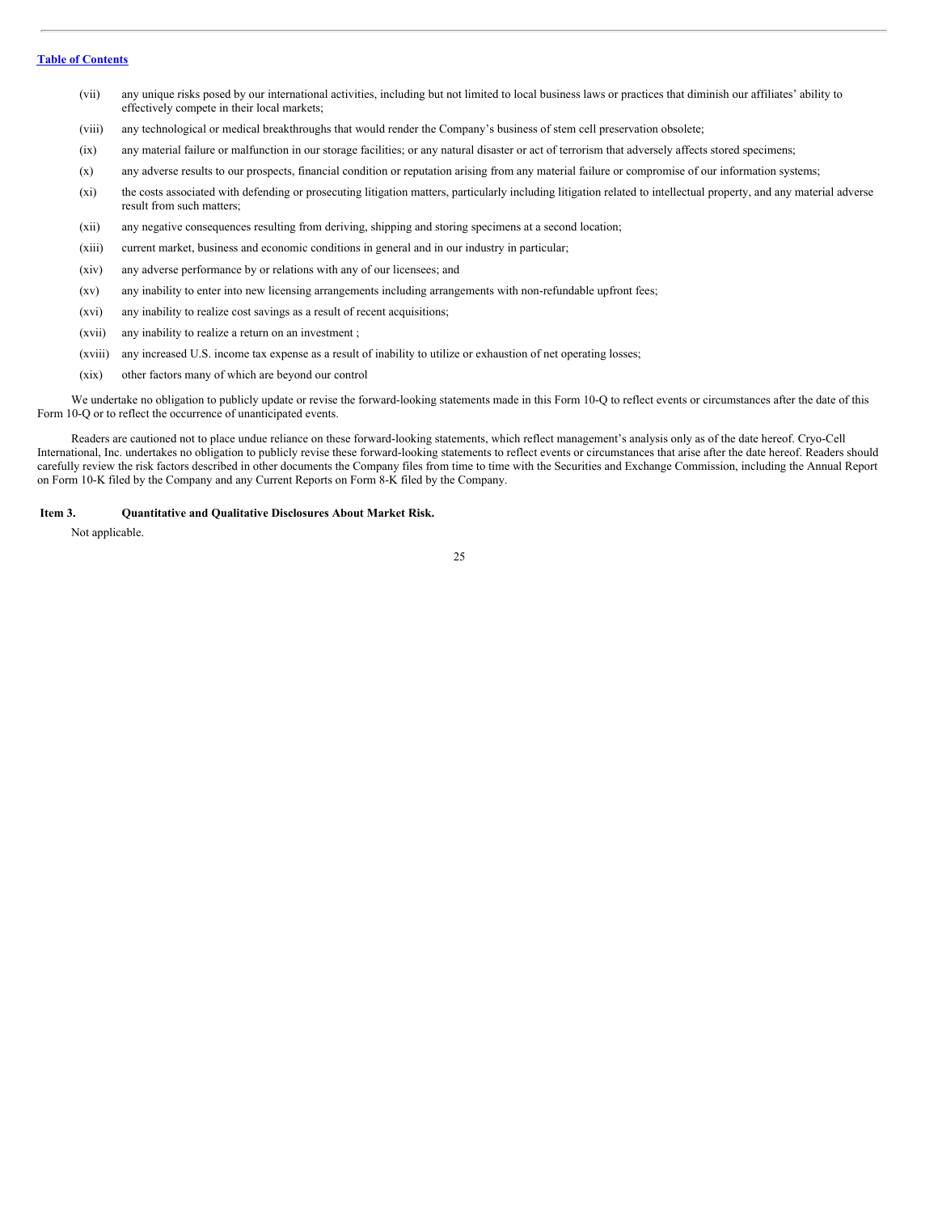(vii) any unique risks posed by our international activities, including but not limited to local business laws or practices that diminish our affiliates' ability to effectively compete in their local markets;

(viii) any technological or medical breakthroughs that would render the Company's business of stem cell preservation obsolete;

(ix) any material failure or malfunction in our storage facilities; or any natural disaster or act of terrorism that adversely affects stored specimens;

(x) any adverse results to our prospects, financial condition or reputation arising from any material failure or compromise of our information systems;

(xi) the costs associated with defending or prosecuting litigation matters, particularly including litigation related to intellectual property, and any material adverse result from such matters;

(xii) any negative consequences resulting from deriving, shipping and storing specimens at a second location;

(xiii) current market, business and economic conditions in general and in our industry in particular;

(xiv) any adverse performance by or relations with any of our licensees; and

(xv) any inability to enter into new licensing arrangements including arrangements with non-refundable upfront fees;

(xvi) any inability to realize cost savings as a result of recent acquisitions;

(xvii) any inability to realize a return on an investment ;

(xviii) any increased U.S. income tax expense as a result of inability to utilize or exhaustion of net operating losses;

(xix) other factors many of which are beyond our control

We undertake no obligation to publicly update or revise the forward-looking statements made in this Form 10-Q to reflect events or circumstances after the date of this Form 10-Q or to reflect the occurrence of unanticipated events.

Readers are cautioned not to place undue reliance on these forward-looking statements, which reflect management's analysis only as of the date hereof. Cryo-Cell International, Inc. undertakes no obligation to publicly revise these forward-looking statements to reflect events or circumstances that arise after the date hereof. Readers should carefully review the risk factors described in other documents the Company files from time to time with the Securities and Exchange Commission, including the Annual Report on Form 10-K filed by the Company and any Current Reports on Form 8-K filed by the Company.

## Item 3. Quantitative and Qualitative Disclosures About Market Risk.

Not applicable.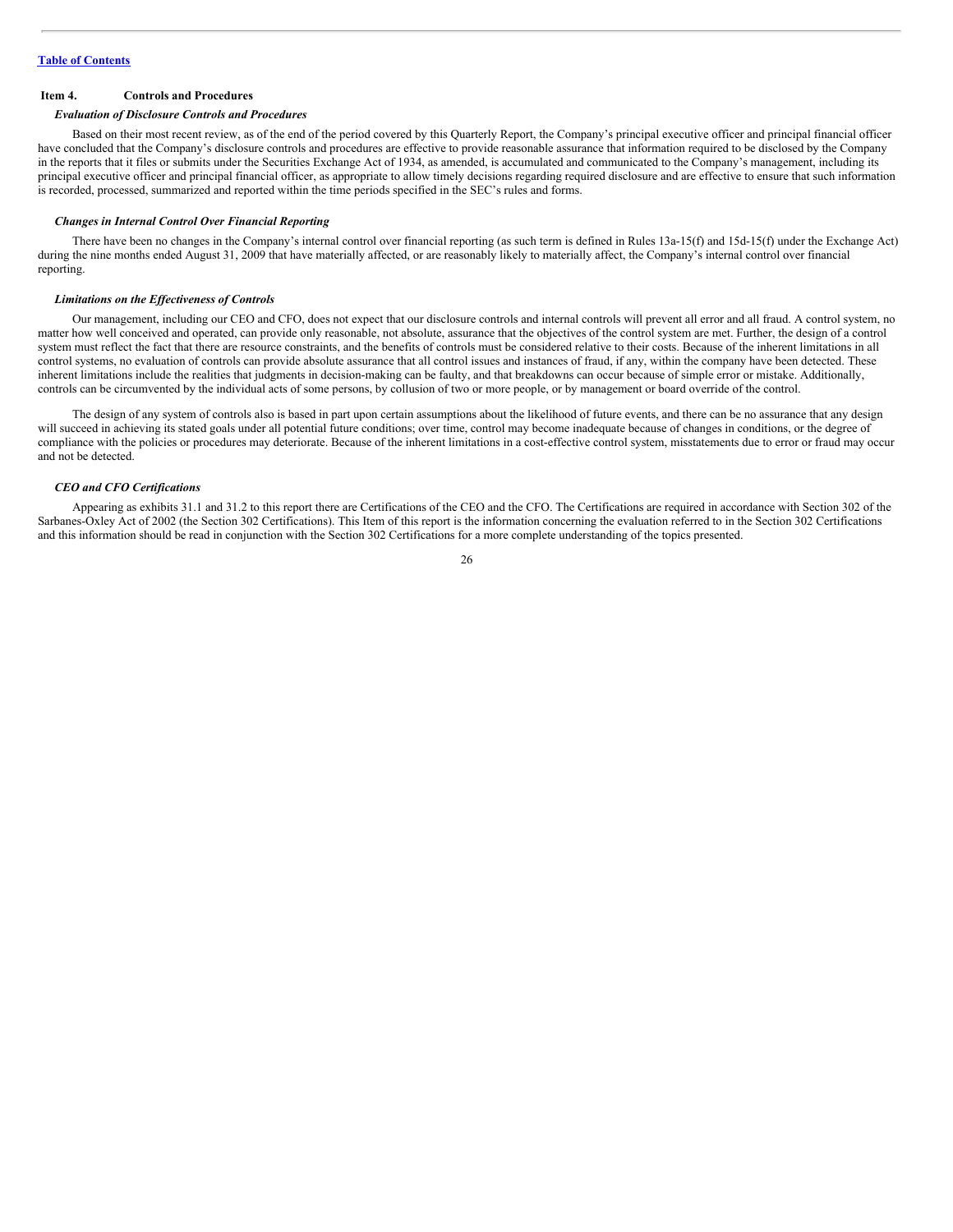## Item 4. Controls and Procedures

### *Evaluation of Disclosure Controls and Procedures*

Based on their most recent review, as of the end of the period covered by this Quarterly Report, the Company's principal executive officer and principal financial officer have concluded that the Company's disclosure controls and procedures are effective to provide reasonable assurance that information required to be disclosed by the Company in the reports that it files or submits under the Securities Exchange Act of 1934, as amended, is accumulated and communicated to the Company's management, including its principal executive officer and principal financial officer, as appropriate to allow timely decisions regarding required disclosure and are effective to ensure that such information is recorded, processed, summarized and reported within the time periods specified in the SEC's rules and forms.

### *Changes in Internal Control Over Financial Reporting*

There have been no changes in the Company's internal control over financial reporting (as such term is defined in Rules 13a-15(f) and 15d-15(f) under the Exchange Act) during the nine months ended August 31, 2009 that have materially affected, or are reasonably likely to materially affect, the Company's internal control over financial reporting.

### *Limitations on the Effectiveness of Controls*

Our management, including our CEO and CFO, does not expect that our disclosure controls and internal controls will prevent all error and all fraud. A control system, no matter how well conceived and operated, can provide only reasonable, not absolute, assurance that the objectives of the control system are met. Further, the design of a control system must reflect the fact that there are resource constraints, and the benefits of controls must be considered relative to their costs. Because of the inherent limitations in all control systems, no evaluation of controls can provide absolute assurance that all control issues and instances of fraud, if any, within the company have been detected. These inherent limitations include the realities that judgments in decision-making can be faulty, and that breakdowns can occur because of simple error or mistake. Additionally, controls can be circumvented by the individual acts of some persons, by collusion of two or more people, or by management or board override of the control.

The design of any system of controls also is based in part upon certain assumptions about the likelihood of future events, and there can be no assurance that any design will succeed in achieving its stated goals under all potential future conditions; over time, control may become inadequate because of changes in conditions, or the degree of compliance with the policies or procedures may deteriorate. Because of the inherent limitations in a cost-effective control system, misstatements due to error or fraud may occur and not be detected.

### *CEO and CFO Certifications*

Appearing as exhibits 31.1 and 31.2 to this report there are Certifications of the CEO and the CFO. The Certifications are required in accordance with Section 302 of the Sarbanes-Oxley Act of 2002 (the Section 302 Certifications). This Item of this report is the information concerning the evaluation referred to in the Section 302 Certifications and this information should be read in conjunction with the Section 302 Certifications for a more complete understanding of the topics presented.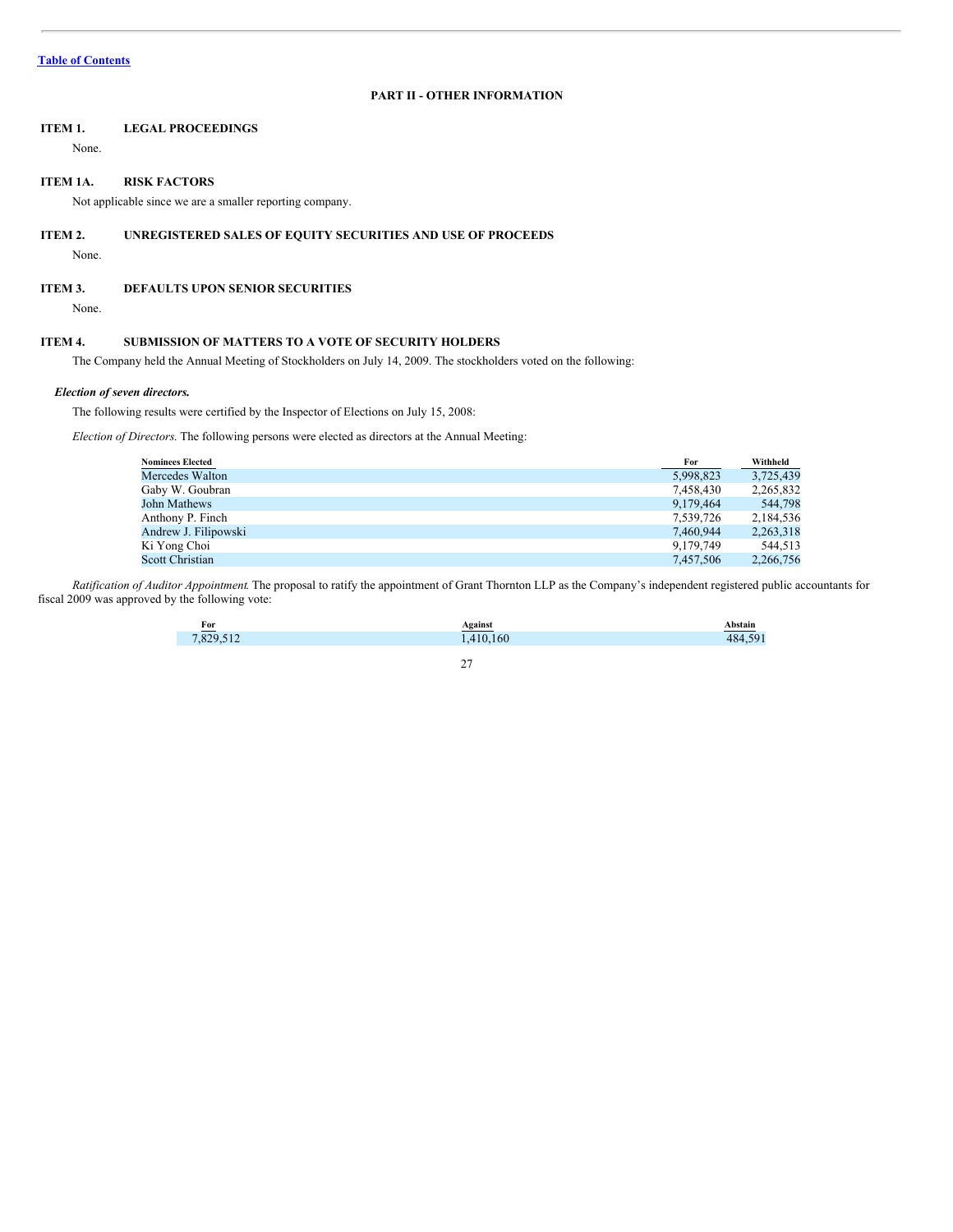[Table of Contents](#)

## PART II - OTHER INFORMATION

### ITEM 1. LEGAL PROCEEDINGS

None.

### ITEM 1A. RISK FACTORS

Not applicable since we are a smaller reporting company.

### ITEM 2. UNREGISTERED SALES OF EQUITY SECURITIES AND USE OF PROCEEDS

None.

### ITEM 3. DEFAULTS UPON SENIOR SECURITIES

None.

### ITEM 4. SUBMISSION OF MATTERS TO A VOTE OF SECURITY HOLDERS

The Company held the Annual Meeting of Stockholders on July 14, 2009. The stockholders voted on the following:

***Election of seven directors.***

The following results were certified by the Inspector of Elections on July 15, 2008:

*Election of Directors.* The following persons were elected as directors at the Annual Meeting:

| Nominees Elected | For | Withheld |
|---|---|---|
| Mercedes Walton | 5,998,823 | 3,725,439 |
| Gaby W. Goubran | 7,458,430 | 2,265,832 |
| John Mathews | 9,179,464 | 544,798 |
| Anthony P. Finch | 7,539,726 | 2,184,536 |
| Andrew J. Filipowski | 7,460,944 | 2,263,318 |
| Ki Yong Choi | 9,179,749 | 544,513 |
| Scott Christian | 7,457,506 | 2,266,756 |

*Ratification of Auditor Appointment*. The proposal to ratify the appointment of Grant Thornton LLP as the Company's independent registered public accountants for fiscal 2009 was approved by the following vote:

| For | Against | Abstain |
|---|---|---|
| 7,829,512 | 1,410,160 | 484,591 |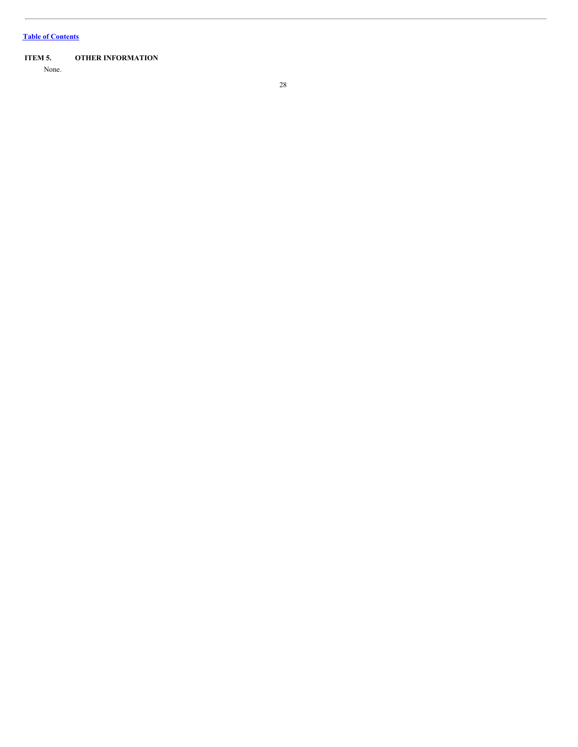[Table of Contents](#)

## ITEM 5. OTHER INFORMATION

None.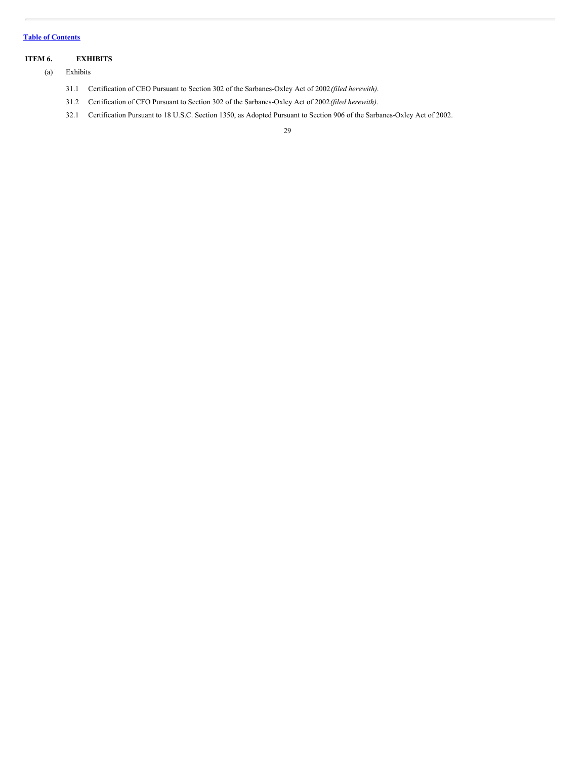[Table of Contents](#)

## ITEM 6. EXHIBITS

(a) Exhibits

31.1 Certification of CEO Pursuant to Section 302 of the Sarbanes-Oxley Act of 2002 *(filed herewith)*.

31.2 Certification of CFO Pursuant to Section 302 of the Sarbanes-Oxley Act of 2002 *(filed herewith)*.

32.1 Certification Pursuant to 18 U.S.C. Section 1350, as Adopted Pursuant to Section 906 of the Sarbanes-Oxley Act of 2002.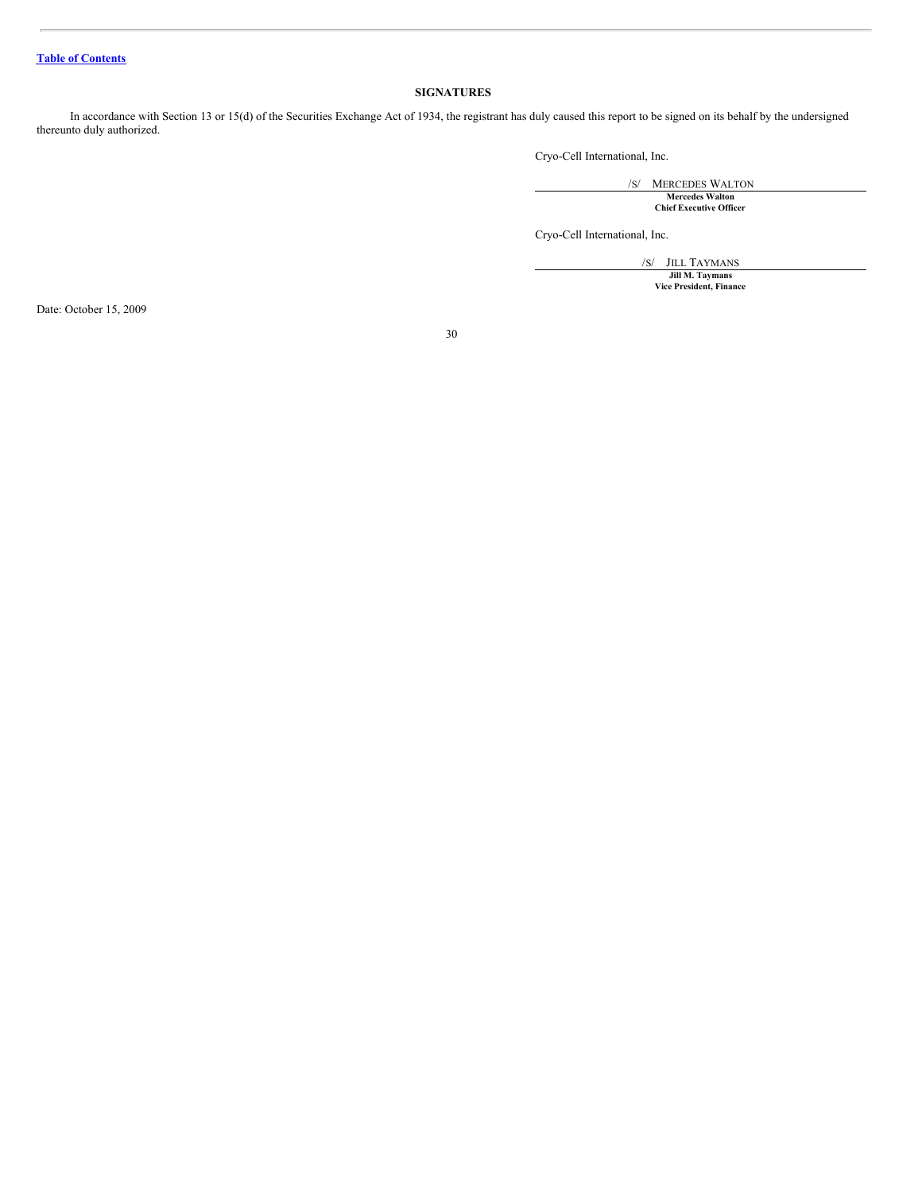Table of Contents

**SIGNATURES**

In accordance with Section 13 or 15(d) of the Securities Exchange Act of 1934, the registrant has duly caused this report to be signed on its behalf by the undersigned thereunto duly authorized.

Cryo-Cell International, Inc.

/S/ MERCEDES WALTON

**Mercedes Walton**
**Chief Executive Officer**

Cryo-Cell International, Inc.

/S/ JILL TAYMANS

**Jill M. Taymans**
**Vice President, Finance**

Date: October 15, 2009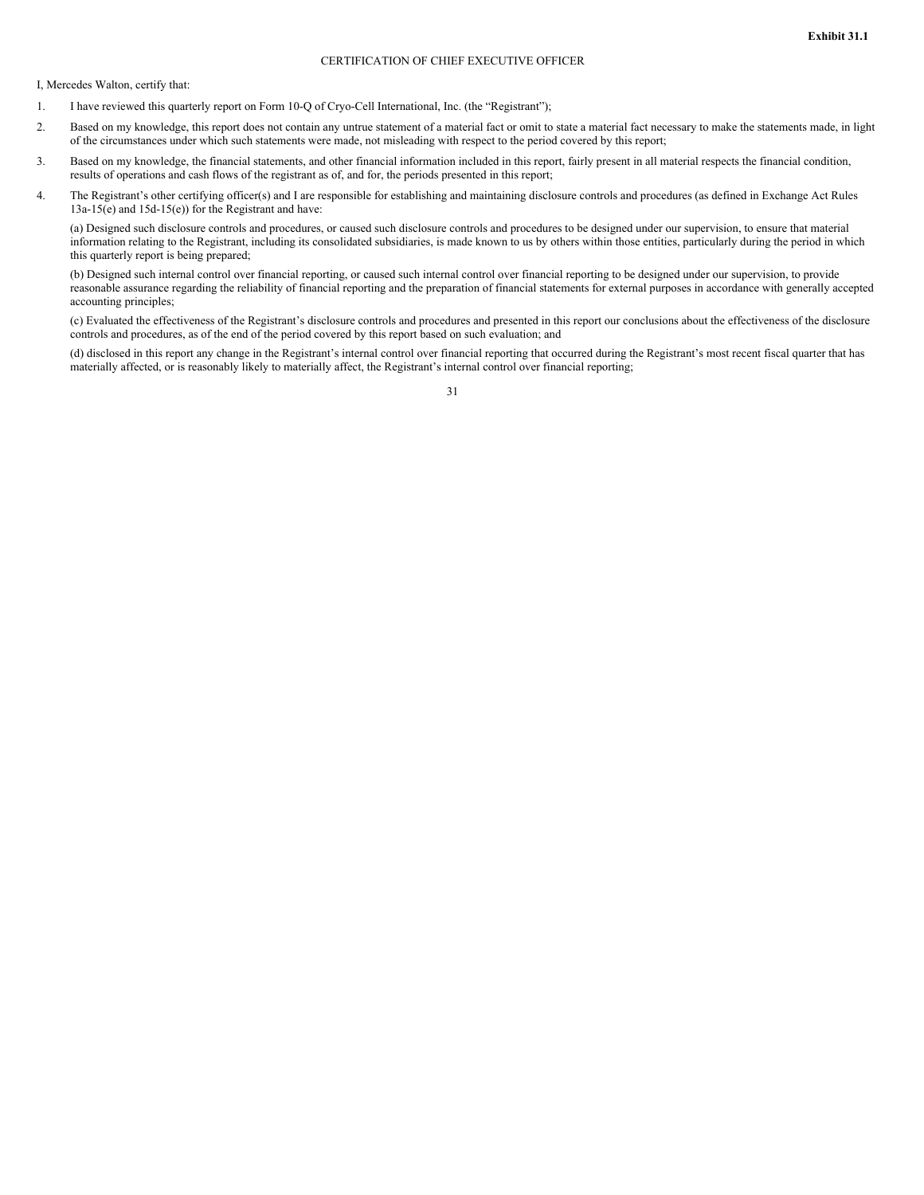**Exhibit 31.1**

CERTIFICATION OF CHIEF EXECUTIVE OFFICER

I, Mercedes Walton, certify that:

1. I have reviewed this quarterly report on Form 10-Q of Cryo-Cell International, Inc. (the "Registrant");

2. Based on my knowledge, this report does not contain any untrue statement of a material fact or omit to state a material fact necessary to make the statements made, in light of the circumstances under which such statements were made, not misleading with respect to the period covered by this report;

3. Based on my knowledge, the financial statements, and other financial information included in this report, fairly present in all material respects the financial condition, results of operations and cash flows of the registrant as of, and for, the periods presented in this report;

4. The Registrant's other certifying officer(s) and I are responsible for establishing and maintaining disclosure controls and procedures (as defined in Exchange Act Rules 13a-15(e) and 15d-15(e)) for the Registrant and have:

   (a) Designed such disclosure controls and procedures, or caused such disclosure controls and procedures to be designed under our supervision, to ensure that material information relating to the Registrant, including its consolidated subsidiaries, is made known to us by others within those entities, particularly during the period in which this quarterly report is being prepared;

   (b) Designed such internal control over financial reporting, or caused such internal control over financial reporting to be designed under our supervision, to provide reasonable assurance regarding the reliability of financial reporting and the preparation of financial statements for external purposes in accordance with generally accepted accounting principles;

   (c) Evaluated the effectiveness of the Registrant's disclosure controls and procedures and presented in this report our conclusions about the effectiveness of the disclosure controls and procedures, as of the end of the period covered by this report based on such evaluation; and

   (d) disclosed in this report any change in the Registrant's internal control over financial reporting that occurred during the Registrant's most recent fiscal quarter that has materially affected, or is reasonably likely to materially affect, the Registrant's internal control over financial reporting;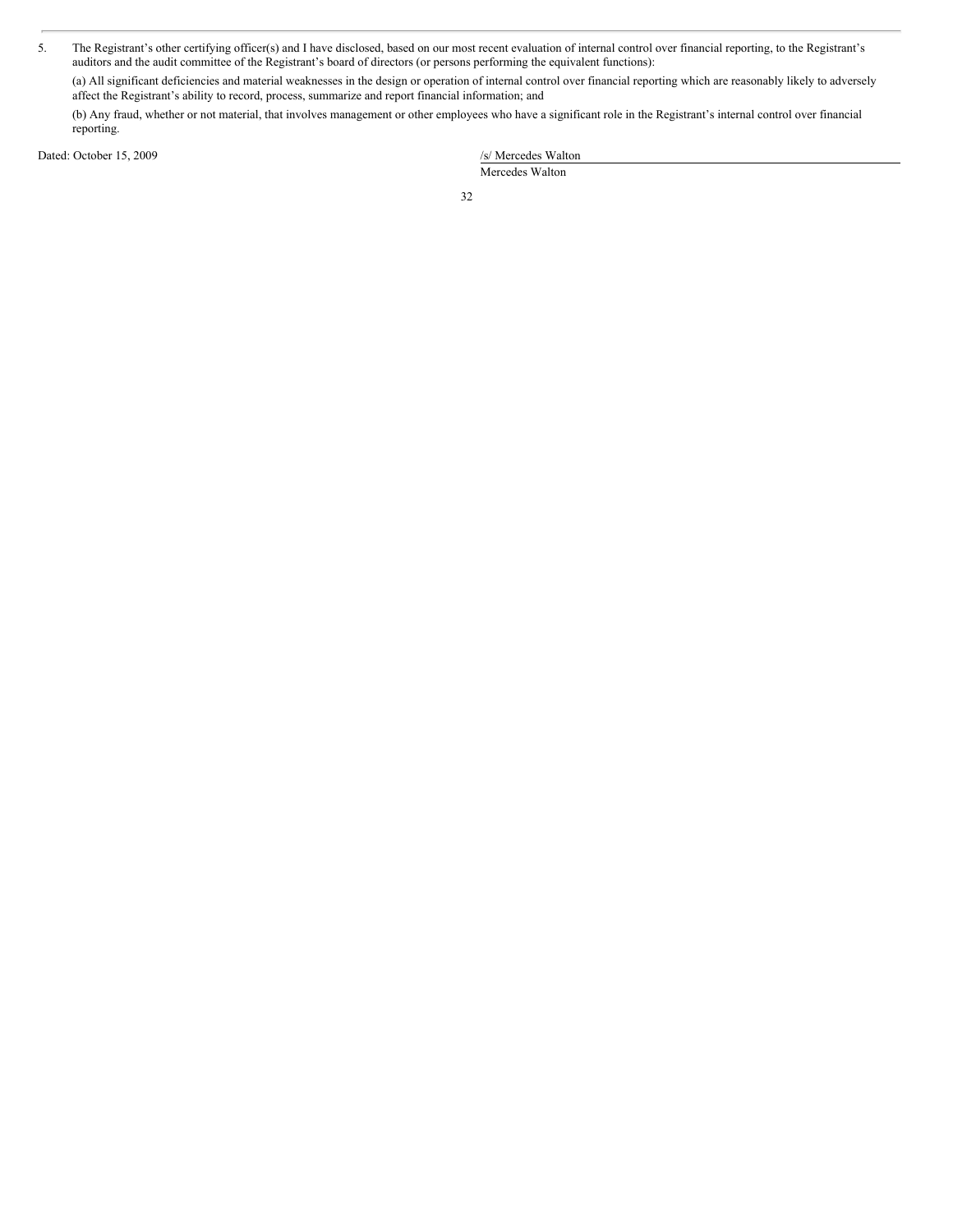5. The Registrant's other certifying officer(s) and I have disclosed, based on our most recent evaluation of internal control over financial reporting, to the Registrant's auditors and the audit committee of the Registrant's board of directors (or persons performing the equivalent functions):

   (a) All significant deficiencies and material weaknesses in the design or operation of internal control over financial reporting which are reasonably likely to adversely affect the Registrant's ability to record, process, summarize and report financial information; and

   (b) Any fraud, whether or not material, that involves management or other employees who have a significant role in the Registrant's internal control over financial reporting.

Dated: October 15, 2009

/s/ Mercedes Walton

Mercedes Walton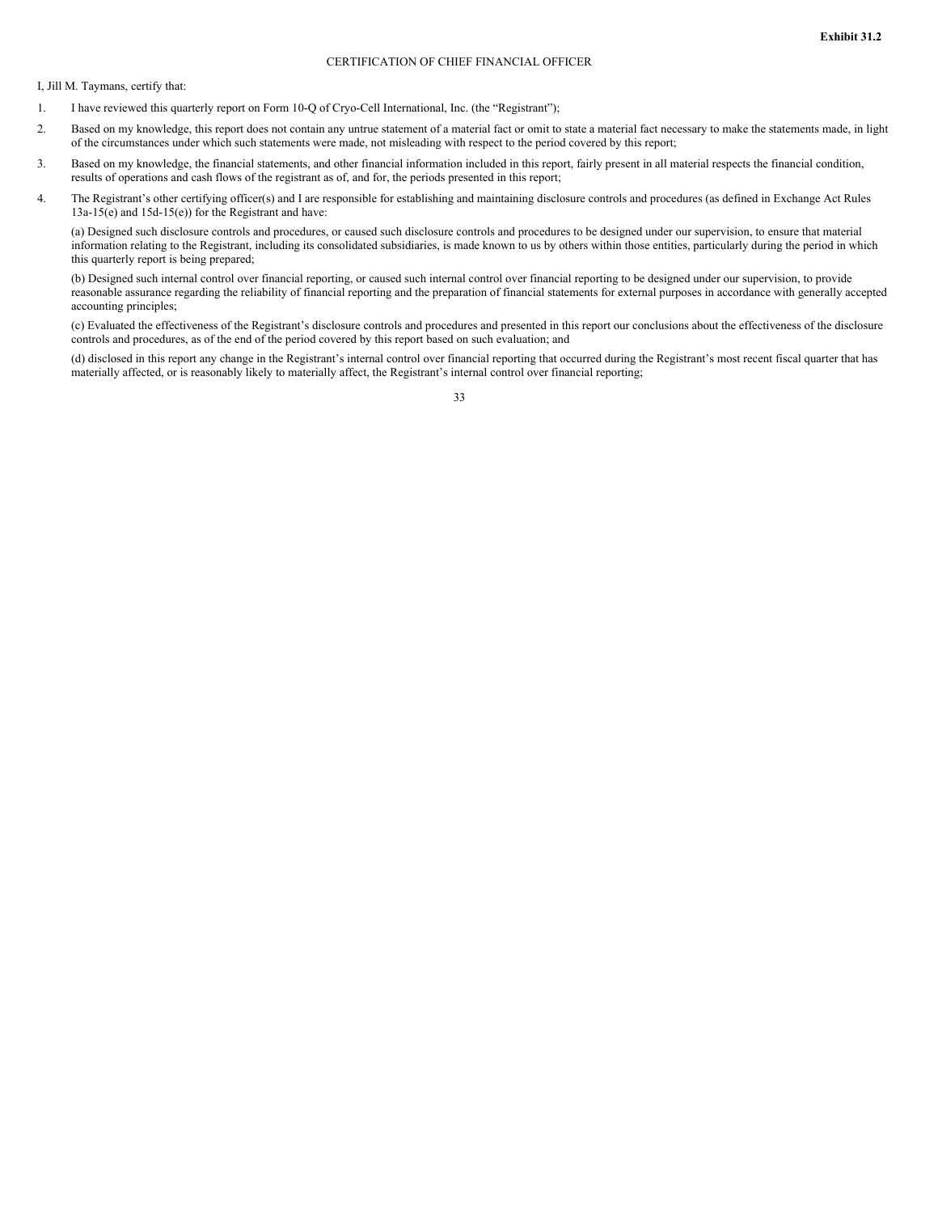**Exhibit 31.2**

CERTIFICATION OF CHIEF FINANCIAL OFFICER

I, Jill M. Taymans, certify that:

1. I have reviewed this quarterly report on Form 10-Q of Cryo-Cell International, Inc. (the "Registrant");

2. Based on my knowledge, this report does not contain any untrue statement of a material fact or omit to state a material fact necessary to make the statements made, in light of the circumstances under which such statements were made, not misleading with respect to the period covered by this report;

3. Based on my knowledge, the financial statements, and other financial information included in this report, fairly present in all material respects the financial condition, results of operations and cash flows of the registrant as of, and for, the periods presented in this report;

4. The Registrant's other certifying officer(s) and I are responsible for establishing and maintaining disclosure controls and procedures (as defined in Exchange Act Rules 13a-15(e) and 15d-15(e)) for the Registrant and have:

   (a) Designed such disclosure controls and procedures, or caused such disclosure controls and procedures to be designed under our supervision, to ensure that material information relating to the Registrant, including its consolidated subsidiaries, is made known to us by others within those entities, particularly during the period in which this quarterly report is being prepared;

   (b) Designed such internal control over financial reporting, or caused such internal control over financial reporting to be designed under our supervision, to provide reasonable assurance regarding the reliability of financial reporting and the preparation of financial statements for external purposes in accordance with generally accepted accounting principles;

   (c) Evaluated the effectiveness of the Registrant's disclosure controls and procedures and presented in this report our conclusions about the effectiveness of the disclosure controls and procedures, as of the end of the period covered by this report based on such evaluation; and

   (d) disclosed in this report any change in the Registrant's internal control over financial reporting that occurred during the Registrant's most recent fiscal quarter that has materially affected, or is reasonably likely to materially affect, the Registrant's internal control over financial reporting;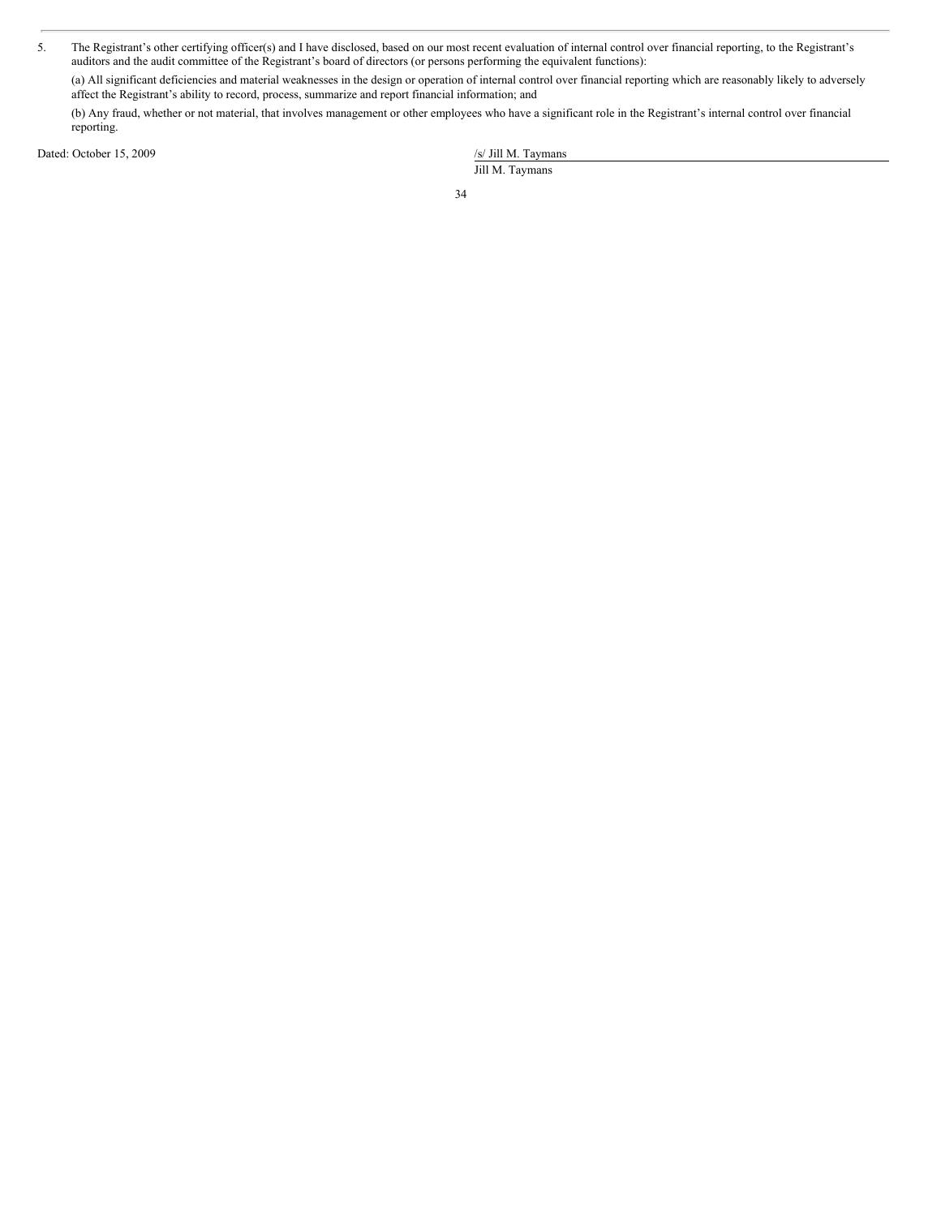5. The Registrant's other certifying officer(s) and I have disclosed, based on our most recent evaluation of internal control over financial reporting, to the Registrant's auditors and the audit committee of the Registrant's board of directors (or persons performing the equivalent functions):

   (a) All significant deficiencies and material weaknesses in the design or operation of internal control over financial reporting which are reasonably likely to adversely affect the Registrant's ability to record, process, summarize and report financial information; and

   (b) Any fraud, whether or not material, that involves management or other employees who have a significant role in the Registrant's internal control over financial reporting.

Dated: October 15, 2009

/s/ Jill M. Taymans

Jill M. Taymans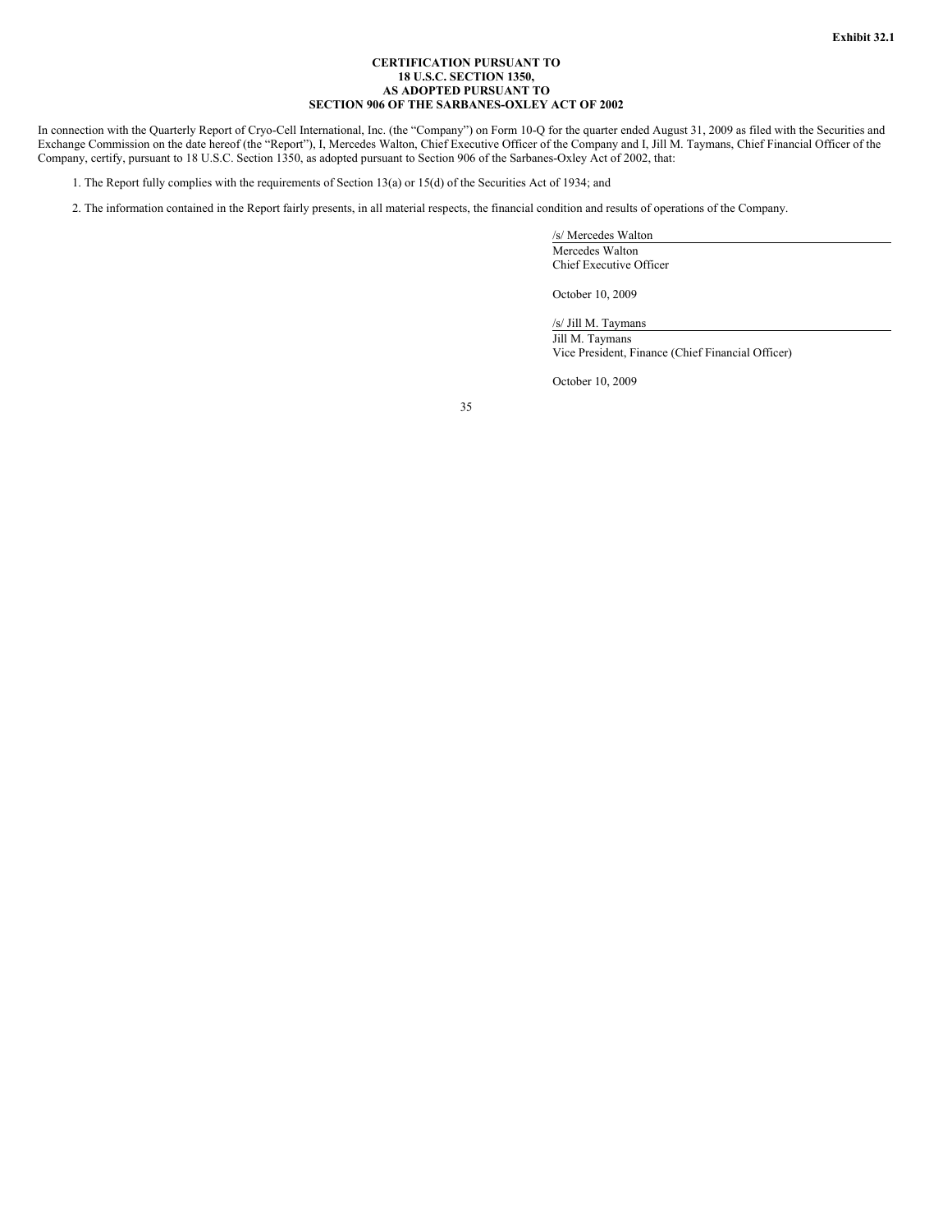**Exhibit 32.1**

**CERTIFICATION PURSUANT TO**
**18 U.S.C. SECTION 1350,**
**AS ADOPTED PURSUANT TO**
**SECTION 906 OF THE SARBANES-OXLEY ACT OF 2002**

In connection with the Quarterly Report of Cryo-Cell International, Inc. (the "Company") on Form 10-Q for the quarter ended August 31, 2009 as filed with the Securities and Exchange Commission on the date hereof (the "Report"), I, Mercedes Walton, Chief Executive Officer of the Company and I, Jill M. Taymans, Chief Financial Officer of the Company, certify, pursuant to 18 U.S.C. Section 1350, as adopted pursuant to Section 906 of the Sarbanes-Oxley Act of 2002, that:

1. The Report fully complies with the requirements of Section 13(a) or 15(d) of the Securities Act of 1934; and

2. The information contained in the Report fairly presents, in all material respects, the financial condition and results of operations of the Company.

/s/ Mercedes Walton
Mercedes Walton
Chief Executive Officer

October 10, 2009

/s/ Jill M. Taymans
Jill M. Taymans
Vice President, Finance (Chief Financial Officer)

October 10, 2009